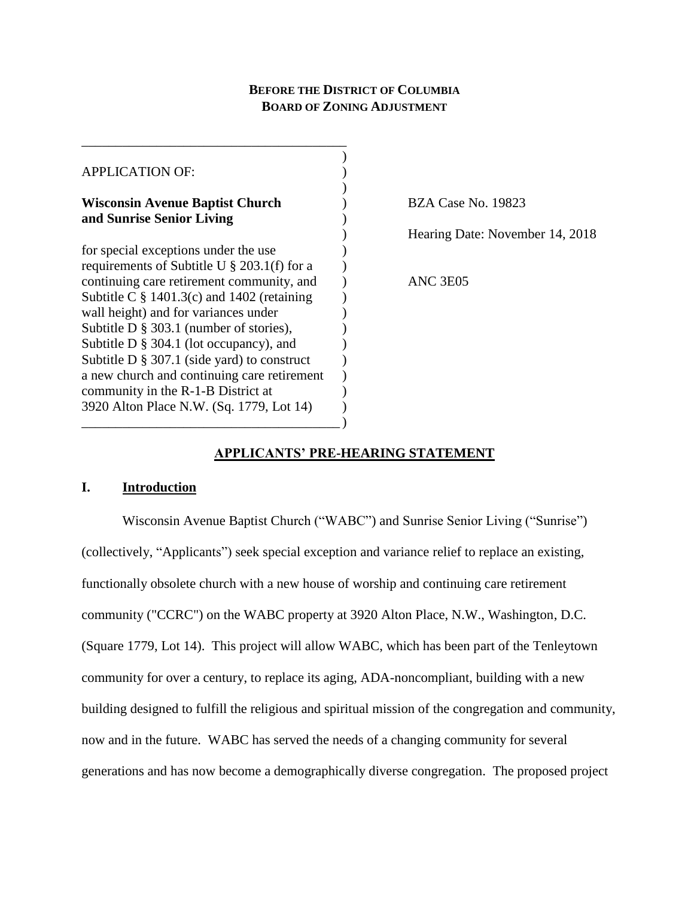**BEFORE THE DISTRICT OF COLUMBIA**
**BOARD OF ZONING ADJUSTMENT**

| | |
|---|---|
| APPLICATION OF:<br><br>**Wisconsin Avenue Baptist Church and Sunrise Senior Living**<br><br>for special exceptions under the use requirements of Subtitle U § 203.1(f) for a continuing care retirement community, and Subtitle C § 1401.3(c) and 1402 (retaining wall height) and for variances under Subtitle D § 303.1 (number of stories), Subtitle D § 304.1 (lot occupancy), and Subtitle D § 307.1 (side yard) to construct a new church and continuing care retirement community in the R-1-B District at 3920 Alton Place N.W. (Sq. 1779, Lot 14) | BZA Case No. 19823<br><br>Hearing Date: November 14, 2018<br><br>ANC 3E05 |

## APPLICANTS' PRE-HEARING STATEMENT

### I. Introduction

Wisconsin Avenue Baptist Church ("WABC") and Sunrise Senior Living ("Sunrise") (collectively, "Applicants") seek special exception and variance relief to replace an existing, functionally obsolete church with a new house of worship and continuing care retirement community ("CCRC") on the WABC property at 3920 Alton Place, N.W., Washington, D.C. (Square 1779, Lot 14). This project will allow WABC, which has been part of the Tenleytown community for over a century, to replace its aging, ADA-noncompliant, building with a new building designed to fulfill the religious and spiritual mission of the congregation and community, now and in the future. WABC has served the needs of a changing community for several generations and has now become a demographically diverse congregation. The proposed project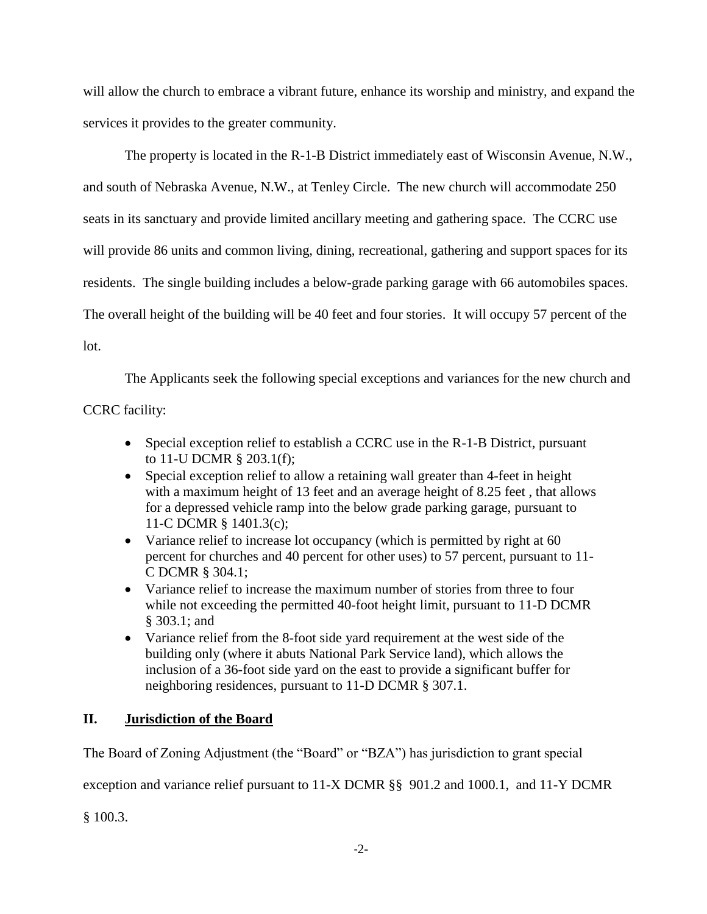will allow the church to embrace a vibrant future, enhance its worship and ministry, and expand the services it provides to the greater community.

The property is located in the R-1-B District immediately east of Wisconsin Avenue, N.W., and south of Nebraska Avenue, N.W., at Tenley Circle. The new church will accommodate 250 seats in its sanctuary and provide limited ancillary meeting and gathering space. The CCRC use will provide 86 units and common living, dining, recreational, gathering and support spaces for its residents. The single building includes a below-grade parking garage with 66 automobiles spaces. The overall height of the building will be 40 feet and four stories. It will occupy 57 percent of the lot.

The Applicants seek the following special exceptions and variances for the new church and CCRC facility:

- Special exception relief to establish a CCRC use in the R-1-B District, pursuant to 11-U DCMR § 203.1(f);
- Special exception relief to allow a retaining wall greater than 4-feet in height with a maximum height of 13 feet and an average height of 8.25 feet , that allows for a depressed vehicle ramp into the below grade parking garage, pursuant to 11-C DCMR § 1401.3(c);
- Variance relief to increase lot occupancy (which is permitted by right at 60 percent for churches and 40 percent for other uses) to 57 percent, pursuant to 11-C DCMR § 304.1;
- Variance relief to increase the maximum number of stories from three to four while not exceeding the permitted 40-foot height limit, pursuant to 11-D DCMR § 303.1; and
- Variance relief from the 8-foot side yard requirement at the west side of the building only (where it abuts National Park Service land), which allows the inclusion of a 36-foot side yard on the east to provide a significant buffer for neighboring residences, pursuant to 11-D DCMR § 307.1.

## II. Jurisdiction of the Board

The Board of Zoning Adjustment (the "Board" or "BZA") has jurisdiction to grant special exception and variance relief pursuant to 11-X DCMR §§ 901.2 and 1000.1, and 11-Y DCMR § 100.3.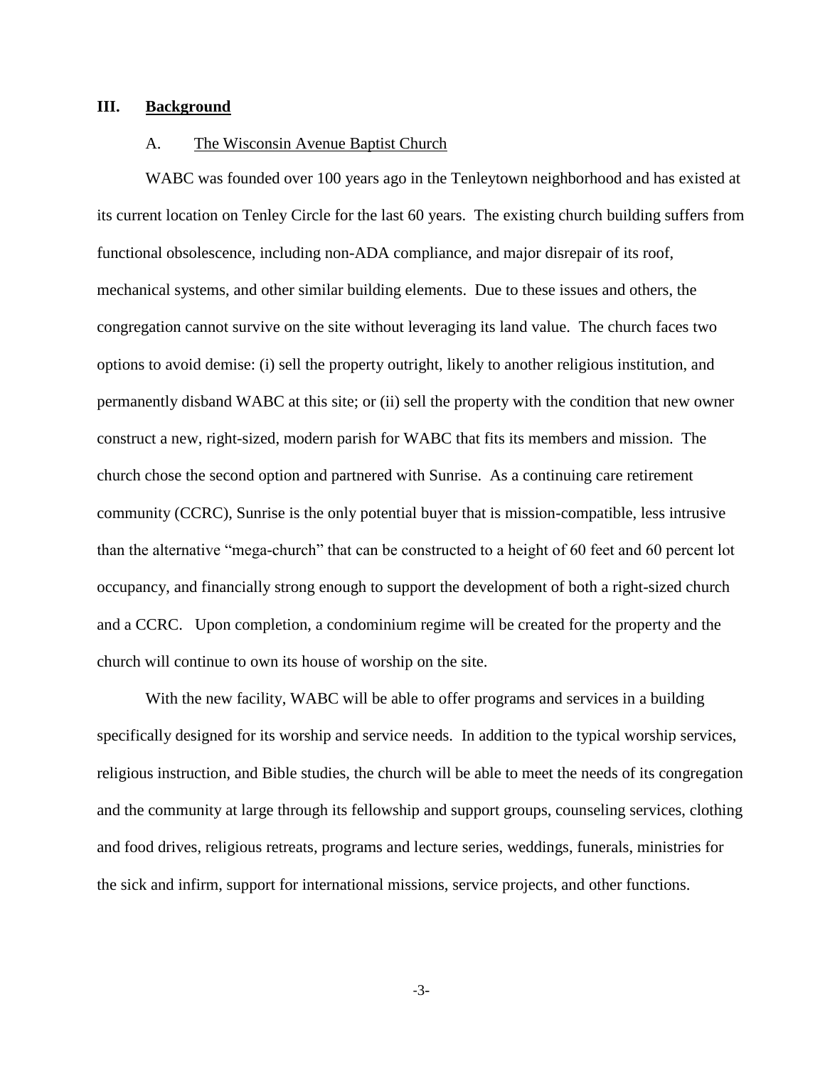## III. Background

### A. The Wisconsin Avenue Baptist Church

WABC was founded over 100 years ago in the Tenleytown neighborhood and has existed at its current location on Tenley Circle for the last 60 years. The existing church building suffers from functional obsolescence, including non-ADA compliance, and major disrepair of its roof, mechanical systems, and other similar building elements. Due to these issues and others, the congregation cannot survive on the site without leveraging its land value. The church faces two options to avoid demise: (i) sell the property outright, likely to another religious institution, and permanently disband WABC at this site; or (ii) sell the property with the condition that new owner construct a new, right-sized, modern parish for WABC that fits its members and mission. The church chose the second option and partnered with Sunrise. As a continuing care retirement community (CCRC), Sunrise is the only potential buyer that is mission-compatible, less intrusive than the alternative "mega-church" that can be constructed to a height of 60 feet and 60 percent lot occupancy, and financially strong enough to support the development of both a right-sized church and a CCRC. Upon completion, a condominium regime will be created for the property and the church will continue to own its house of worship on the site.

With the new facility, WABC will be able to offer programs and services in a building specifically designed for its worship and service needs. In addition to the typical worship services, religious instruction, and Bible studies, the church will be able to meet the needs of its congregation and the community at large through its fellowship and support groups, counseling services, clothing and food drives, religious retreats, programs and lecture series, weddings, funerals, ministries for the sick and infirm, support for international missions, service projects, and other functions.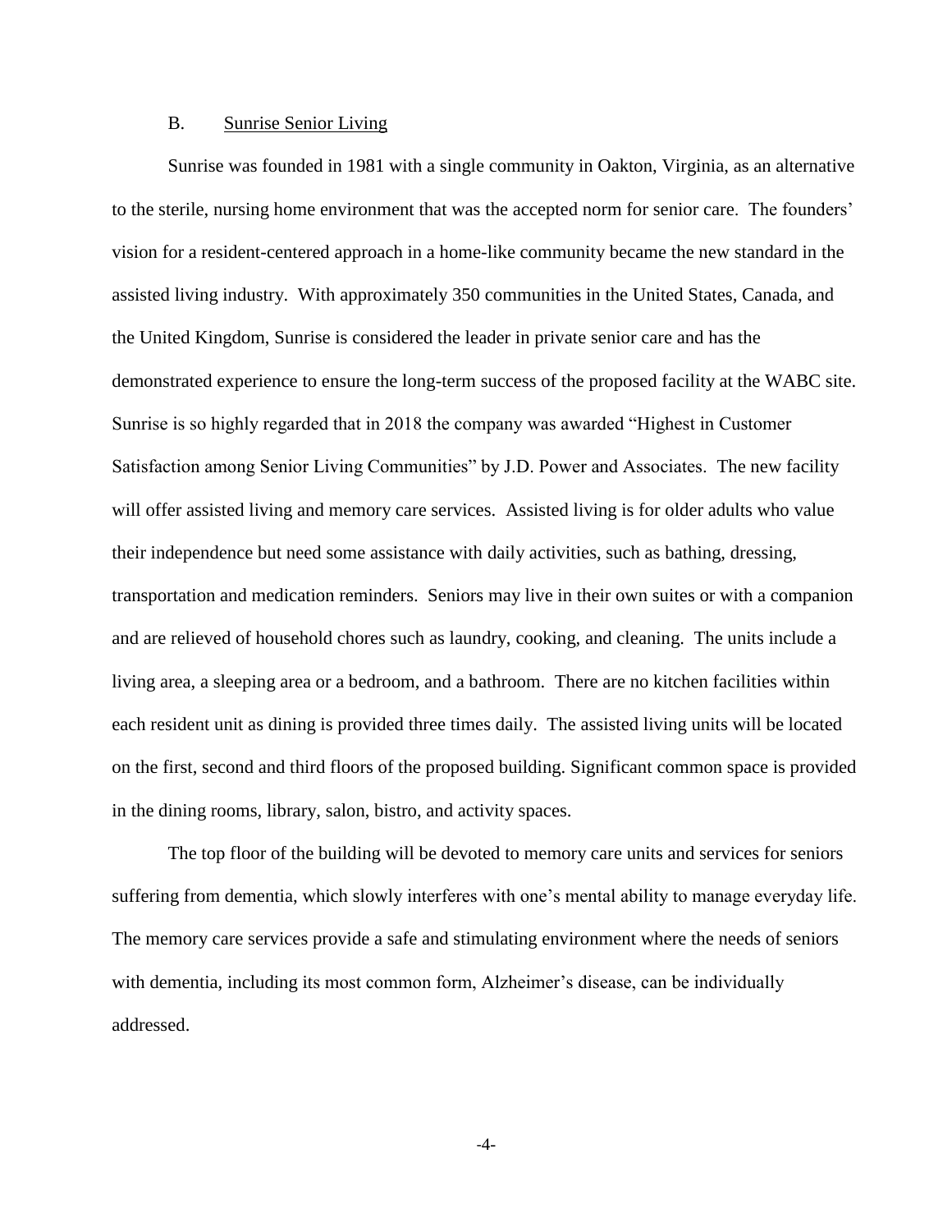## B. Sunrise Senior Living

Sunrise was founded in 1981 with a single community in Oakton, Virginia, as an alternative to the sterile, nursing home environment that was the accepted norm for senior care. The founders' vision for a resident-centered approach in a home-like community became the new standard in the assisted living industry. With approximately 350 communities in the United States, Canada, and the United Kingdom, Sunrise is considered the leader in private senior care and has the demonstrated experience to ensure the long-term success of the proposed facility at the WABC site. Sunrise is so highly regarded that in 2018 the company was awarded "Highest in Customer Satisfaction among Senior Living Communities" by J.D. Power and Associates. The new facility will offer assisted living and memory care services. Assisted living is for older adults who value their independence but need some assistance with daily activities, such as bathing, dressing, transportation and medication reminders. Seniors may live in their own suites or with a companion and are relieved of household chores such as laundry, cooking, and cleaning. The units include a living area, a sleeping area or a bedroom, and a bathroom. There are no kitchen facilities within each resident unit as dining is provided three times daily. The assisted living units will be located on the first, second and third floors of the proposed building. Significant common space is provided in the dining rooms, library, salon, bistro, and activity spaces.

The top floor of the building will be devoted to memory care units and services for seniors suffering from dementia, which slowly interferes with one's mental ability to manage everyday life. The memory care services provide a safe and stimulating environment where the needs of seniors with dementia, including its most common form, Alzheimer's disease, can be individually addressed.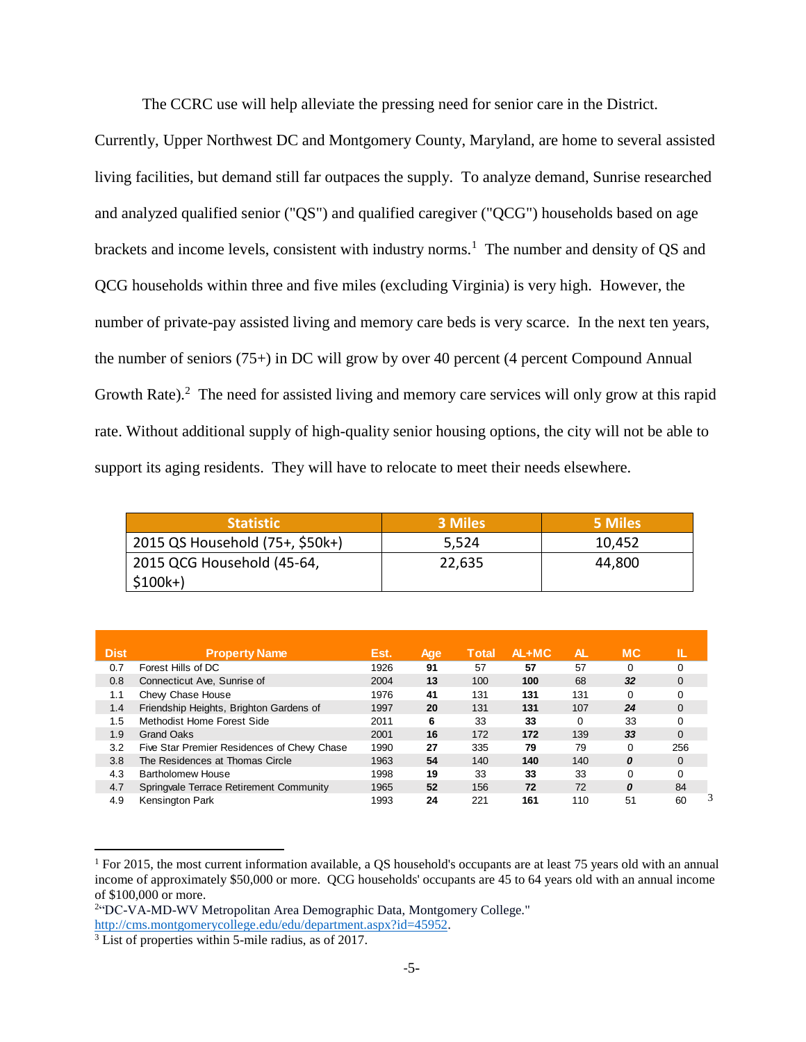The CCRC use will help alleviate the pressing need for senior care in the District. Currently, Upper Northwest DC and Montgomery County, Maryland, are home to several assisted living facilities, but demand still far outpaces the supply. To analyze demand, Sunrise researched and analyzed qualified senior ("QS") and qualified caregiver ("QCG") households based on age brackets and income levels, consistent with industry norms.[1] The number and density of QS and QCG households within three and five miles (excluding Virginia) is very high. However, the number of private-pay assisted living and memory care beds is very scarce. In the next ten years, the number of seniors (75+) in DC will grow by over 40 percent (4 percent Compound Annual Growth Rate).[2] The need for assisted living and memory care services will only grow at this rapid rate. Without additional supply of high-quality senior housing options, the city will not be able to support its aging residents. They will have to relocate to meet their needs elsewhere.

| Statistic | 3 Miles | 5 Miles |
|---|---|---|
| 2015 QS Household (75+, $50k+) | 5,524 | 10,452 |
| 2015 QCG Household (45-64, $100k+) | 22,635 | 44,800 |

| Dist | Property Name | Est. | Age | Total | AL+MC | AL | MC | IL |
|---|---|---|---|---|---|---|---|---|
| 0.7 | Forest Hills of DC | 1926 | **91** | 57 | **57** | 57 | 0 | 0 |
| 0.8 | Connecticut Ave, Sunrise of | 2004 | **13** | 100 | **100** | 68 | ***32*** | 0 |
| 1.1 | Chevy Chase House | 1976 | **41** | 131 | **131** | 131 | 0 | 0 |
| 1.4 | Friendship Heights, Brighton Gardens of | 1997 | **20** | 131 | **131** | 107 | ***24*** | 0 |
| 1.5 | Methodist Home Forest Side | 2011 | **6** | 33 | **33** | 0 | 33 | 0 |
| 1.9 | Grand Oaks | 2001 | **16** | 172 | **172** | 139 | ***33*** | 0 |
| 3.2 | Five Star Premier Residences of Chevy Chase | 1990 | **27** | 335 | **79** | 79 | 0 | 256 |
| 3.8 | The Residences at Thomas Circle | 1963 | **54** | 140 | **140** | 140 | ***0*** | 0 |
| 4.3 | Bartholomew House | 1998 | **19** | 33 | **33** | 33 | 0 | 0 |
| 4.7 | Springvale Terrace Retirement Community | 1965 | **52** | 156 | **72** | 72 | ***0*** | 84 |
| 4.9 | Kensington Park | 1993 | **24** | 221 | **161** | 110 | 51 | 60 |

[3]

[1] For 2015, the most current information available, a QS household's occupants are at least 75 years old with an annual income of approximately $50,000 or more. QCG households' occupants are 45 to 64 years old with an annual income of $100,000 or more.

[2] "DC-VA-MD-WV Metropolitan Area Demographic Data, Montgomery College." http://cms.montgomerycollege.edu/edu/department.aspx?id=45952.

[3] List of properties within 5-mile radius, as of 2017.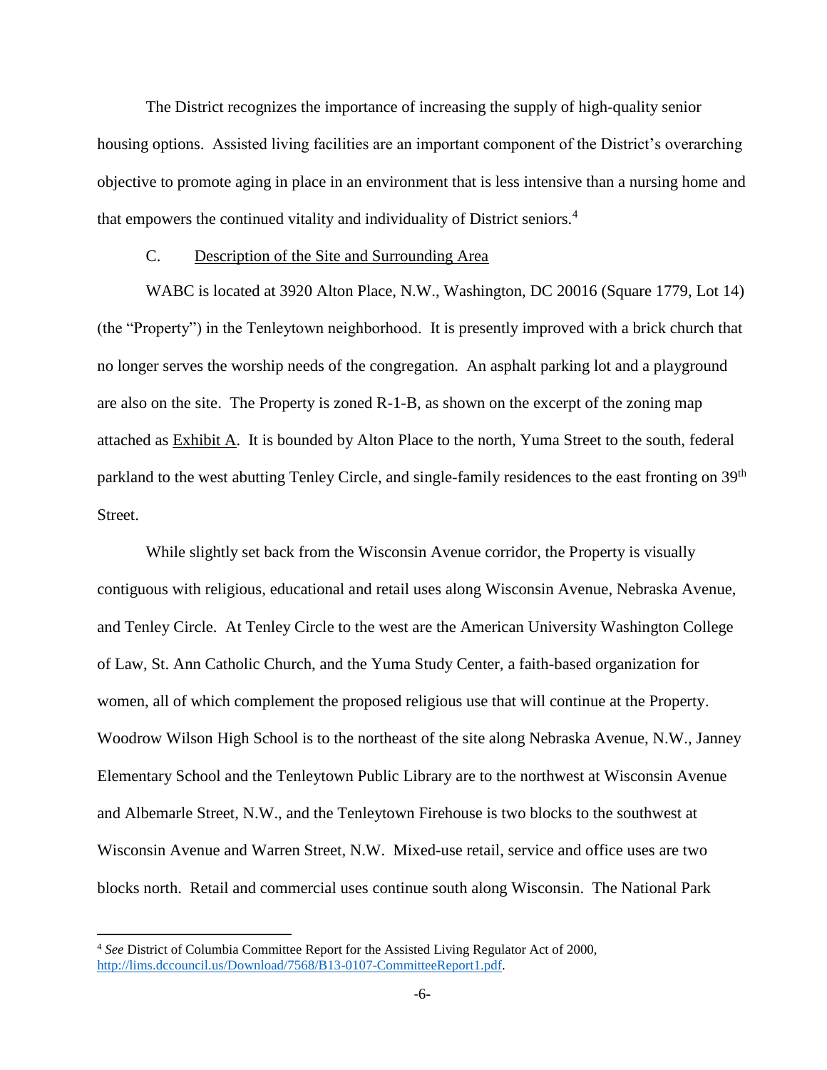The District recognizes the importance of increasing the supply of high-quality senior housing options. Assisted living facilities are an important component of the District's overarching objective to promote aging in place in an environment that is less intensive than a nursing home and that empowers the continued vitality and individuality of District seniors.[4]

C. Description of the Site and Surrounding Area

WABC is located at 3920 Alton Place, N.W., Washington, DC 20016 (Square 1779, Lot 14) (the "Property") in the Tenleytown neighborhood. It is presently improved with a brick church that no longer serves the worship needs of the congregation. An asphalt parking lot and a playground are also on the site. The Property is zoned R-1-B, as shown on the excerpt of the zoning map attached as Exhibit A. It is bounded by Alton Place to the north, Yuma Street to the south, federal parkland to the west abutting Tenley Circle, and single-family residences to the east fronting on 39th Street.

While slightly set back from the Wisconsin Avenue corridor, the Property is visually contiguous with religious, educational and retail uses along Wisconsin Avenue, Nebraska Avenue, and Tenley Circle. At Tenley Circle to the west are the American University Washington College of Law, St. Ann Catholic Church, and the Yuma Study Center, a faith-based organization for women, all of which complement the proposed religious use that will continue at the Property. Woodrow Wilson High School is to the northeast of the site along Nebraska Avenue, N.W., Janney Elementary School and the Tenleytown Public Library are to the northwest at Wisconsin Avenue and Albemarle Street, N.W., and the Tenleytown Firehouse is two blocks to the southwest at Wisconsin Avenue and Warren Street, N.W. Mixed-use retail, service and office uses are two blocks north. Retail and commercial uses continue south along Wisconsin. The National Park

---

[4] *See* District of Columbia Committee Report for the Assisted Living Regulator Act of 2000, http://lims.dccouncil.us/Download/7568/B13-0107-CommitteeReport1.pdf.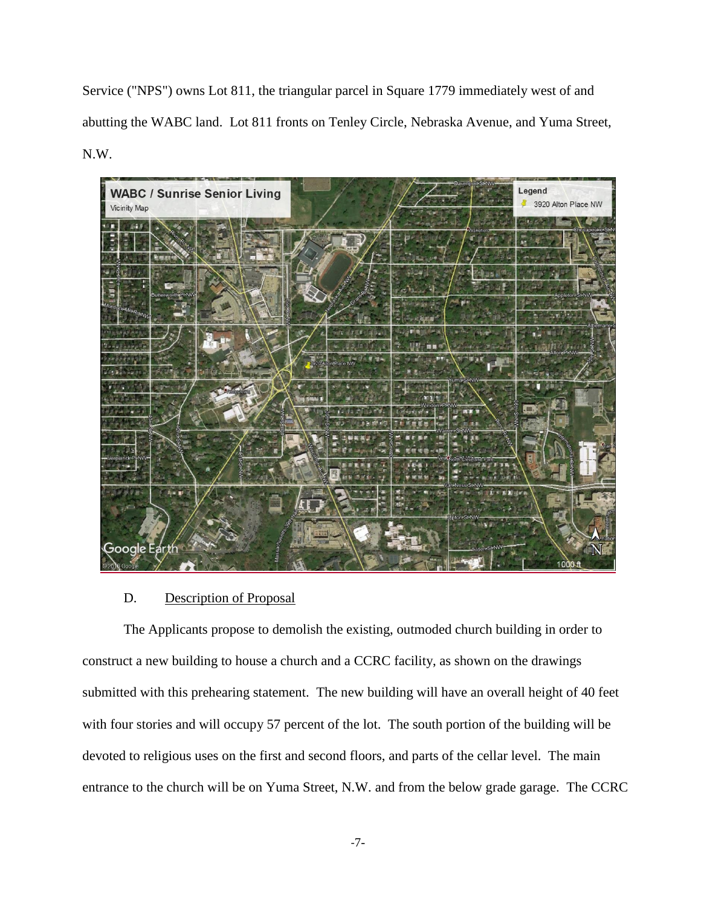Service ("NPS") owns Lot 811, the triangular parcel in Square 1779 immediately west of and abutting the WABC land. Lot 811 fronts on Tenley Circle, Nebraska Avenue, and Yuma Street, N.W.

WABC / Sunrise Senior Living

Vicinity Map

Legend

3920 Alton Place NW

D. Description of Proposal

The Applicants propose to demolish the existing, outmoded church building in order to construct a new building to house a church and a CCRC facility, as shown on the drawings submitted with this prehearing statement. The new building will have an overall height of 40 feet with four stories and will occupy 57 percent of the lot. The south portion of the building will be devoted to religious uses on the first and second floors, and parts of the cellar level. The main entrance to the church will be on Yuma Street, N.W. and from the below grade garage. The CCRC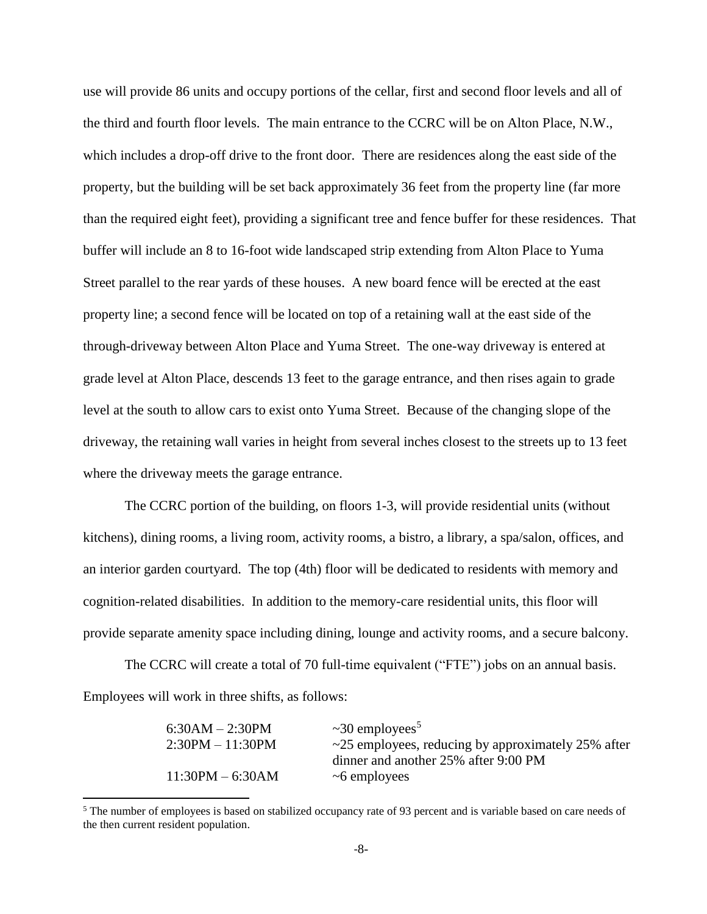use will provide 86 units and occupy portions of the cellar, first and second floor levels and all of the third and fourth floor levels. The main entrance to the CCRC will be on Alton Place, N.W., which includes a drop-off drive to the front door. There are residences along the east side of the property, but the building will be set back approximately 36 feet from the property line (far more than the required eight feet), providing a significant tree and fence buffer for these residences. That buffer will include an 8 to 16-foot wide landscaped strip extending from Alton Place to Yuma Street parallel to the rear yards of these houses. A new board fence will be erected at the east property line; a second fence will be located on top of a retaining wall at the east side of the through-driveway between Alton Place and Yuma Street. The one-way driveway is entered at grade level at Alton Place, descends 13 feet to the garage entrance, and then rises again to grade level at the south to allow cars to exist onto Yuma Street. Because of the changing slope of the driveway, the retaining wall varies in height from several inches closest to the streets up to 13 feet where the driveway meets the garage entrance.

The CCRC portion of the building, on floors 1-3, will provide residential units (without kitchens), dining rooms, a living room, activity rooms, a bistro, a library, a spa/salon, offices, and an interior garden courtyard. The top (4th) floor will be dedicated to residents with memory and cognition-related disabilities. In addition to the memory-care residential units, this floor will provide separate amenity space including dining, lounge and activity rooms, and a secure balcony.

The CCRC will create a total of 70 full-time equivalent ("FTE") jobs on an annual basis. Employees will work in three shifts, as follows:

| | |
|---|---|
| 6:30AM – 2:30PM | ~30 employees[5] |
| 2:30PM – 11:30PM | ~25 employees, reducing by approximately 25% after dinner and another 25% after 9:00 PM |
| 11:30PM – 6:30AM | ~6 employees |

[5] The number of employees is based on stabilized occupancy rate of 93 percent and is variable based on care needs of the then current resident population.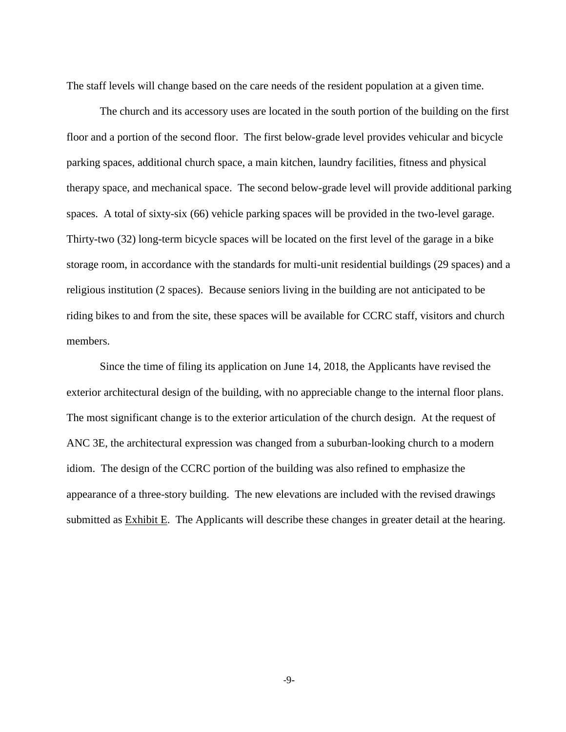The staff levels will change based on the care needs of the resident population at a given time.

The church and its accessory uses are located in the south portion of the building on the first floor and a portion of the second floor. The first below-grade level provides vehicular and bicycle parking spaces, additional church space, a main kitchen, laundry facilities, fitness and physical therapy space, and mechanical space. The second below-grade level will provide additional parking spaces. A total of sixty-six (66) vehicle parking spaces will be provided in the two-level garage. Thirty-two (32) long-term bicycle spaces will be located on the first level of the garage in a bike storage room, in accordance with the standards for multi-unit residential buildings (29 spaces) and a religious institution (2 spaces). Because seniors living in the building are not anticipated to be riding bikes to and from the site, these spaces will be available for CCRC staff, visitors and church members.

Since the time of filing its application on June 14, 2018, the Applicants have revised the exterior architectural design of the building, with no appreciable change to the internal floor plans. The most significant change is to the exterior articulation of the church design. At the request of ANC 3E, the architectural expression was changed from a suburban-looking church to a modern idiom. The design of the CCRC portion of the building was also refined to emphasize the appearance of a three-story building. The new elevations are included with the revised drawings submitted as Exhibit E. The Applicants will describe these changes in greater detail at the hearing.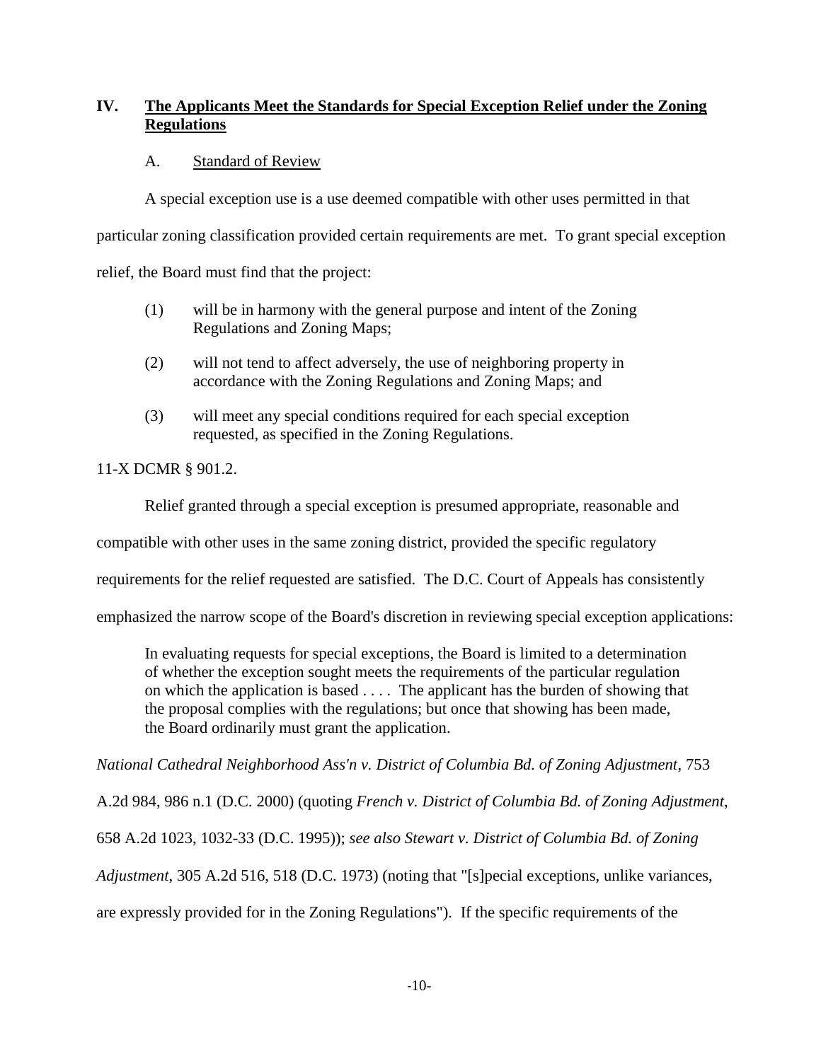## IV. The Applicants Meet the Standards for Special Exception Relief under the Zoning Regulations

### A. Standard of Review

A special exception use is a use deemed compatible with other uses permitted in that particular zoning classification provided certain requirements are met. To grant special exception relief, the Board must find that the project:

(1) will be in harmony with the general purpose and intent of the Zoning Regulations and Zoning Maps;

(2) will not tend to affect adversely, the use of neighboring property in accordance with the Zoning Regulations and Zoning Maps; and

(3) will meet any special conditions required for each special exception requested, as specified in the Zoning Regulations.

11-X DCMR § 901.2.

Relief granted through a special exception is presumed appropriate, reasonable and compatible with other uses in the same zoning district, provided the specific regulatory requirements for the relief requested are satisfied. The D.C. Court of Appeals has consistently emphasized the narrow scope of the Board's discretion in reviewing special exception applications:

> In evaluating requests for special exceptions, the Board is limited to a determination of whether the exception sought meets the requirements of the particular regulation on which the application is based . . . . The applicant has the burden of showing that the proposal complies with the regulations; but once that showing has been made, the Board ordinarily must grant the application.

*National Cathedral Neighborhood Ass'n v. District of Columbia Bd. of Zoning Adjustment*, 753 A.2d 984, 986 n.1 (D.C. 2000) (quoting *French v. District of Columbia Bd. of Zoning Adjustment*, 658 A.2d 1023, 1032-33 (D.C. 1995)); *see also Stewart v. District of Columbia Bd. of Zoning Adjustment*, 305 A.2d 516, 518 (D.C. 1973) (noting that "[s]pecial exceptions, unlike variances, are expressly provided for in the Zoning Regulations"). If the specific requirements of the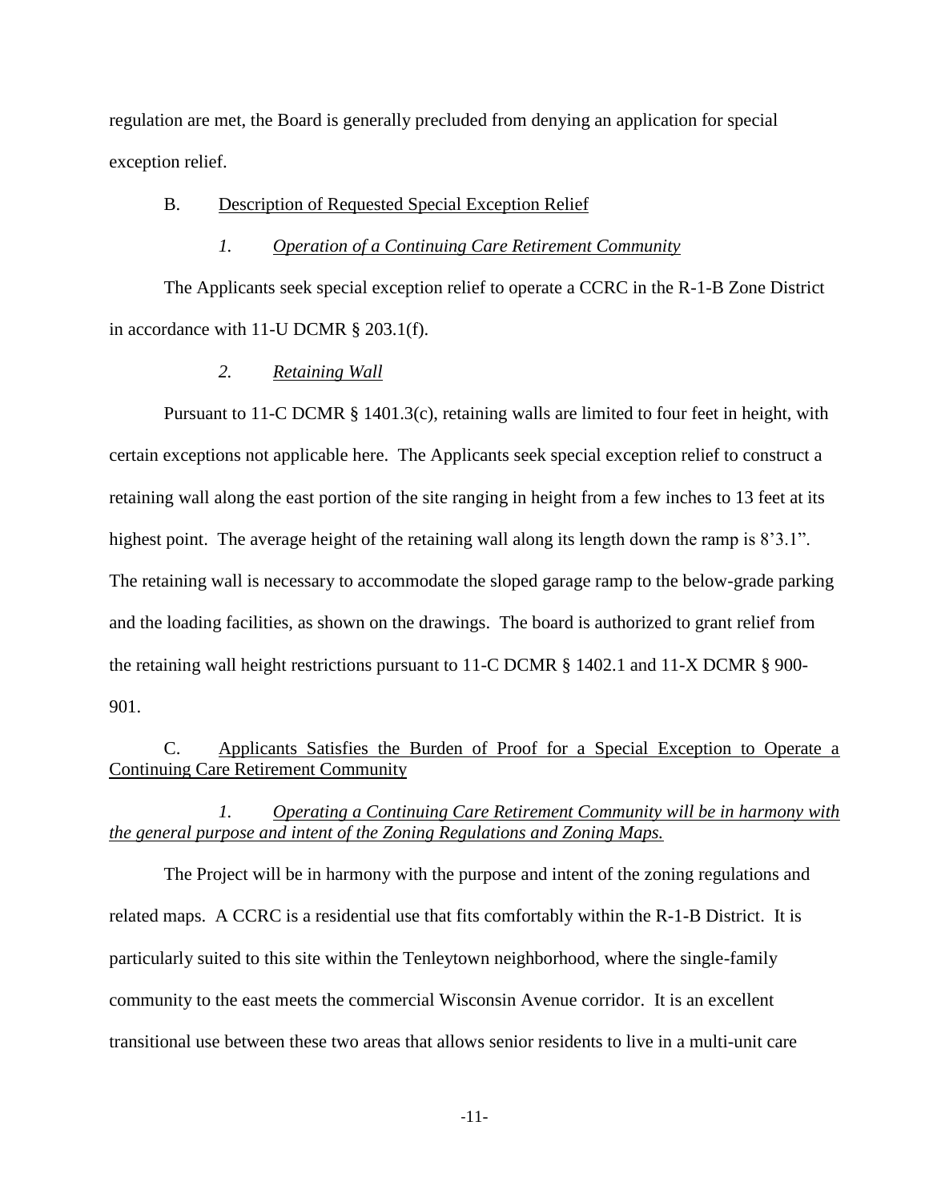regulation are met, the Board is generally precluded from denying an application for special exception relief.

## B. Description of Requested Special Exception Relief

### *1. Operation of a Continuing Care Retirement Community*

The Applicants seek special exception relief to operate a CCRC in the R-1-B Zone District in accordance with 11-U DCMR § 203.1(f).

### *2. Retaining Wall*

Pursuant to 11-C DCMR § 1401.3(c), retaining walls are limited to four feet in height, with certain exceptions not applicable here. The Applicants seek special exception relief to construct a retaining wall along the east portion of the site ranging in height from a few inches to 13 feet at its highest point. The average height of the retaining wall along its length down the ramp is 8'3.1". The retaining wall is necessary to accommodate the sloped garage ramp to the below-grade parking and the loading facilities, as shown on the drawings. The board is authorized to grant relief from the retaining wall height restrictions pursuant to 11-C DCMR § 1402.1 and 11-X DCMR § 900-901.

## C. Applicants Satisfies the Burden of Proof for a Special Exception to Operate a Continuing Care Retirement Community

### *1. Operating a Continuing Care Retirement Community will be in harmony with the general purpose and intent of the Zoning Regulations and Zoning Maps.*

The Project will be in harmony with the purpose and intent of the zoning regulations and related maps. A CCRC is a residential use that fits comfortably within the R-1-B District. It is particularly suited to this site within the Tenleytown neighborhood, where the single-family community to the east meets the commercial Wisconsin Avenue corridor. It is an excellent transitional use between these two areas that allows senior residents to live in a multi-unit care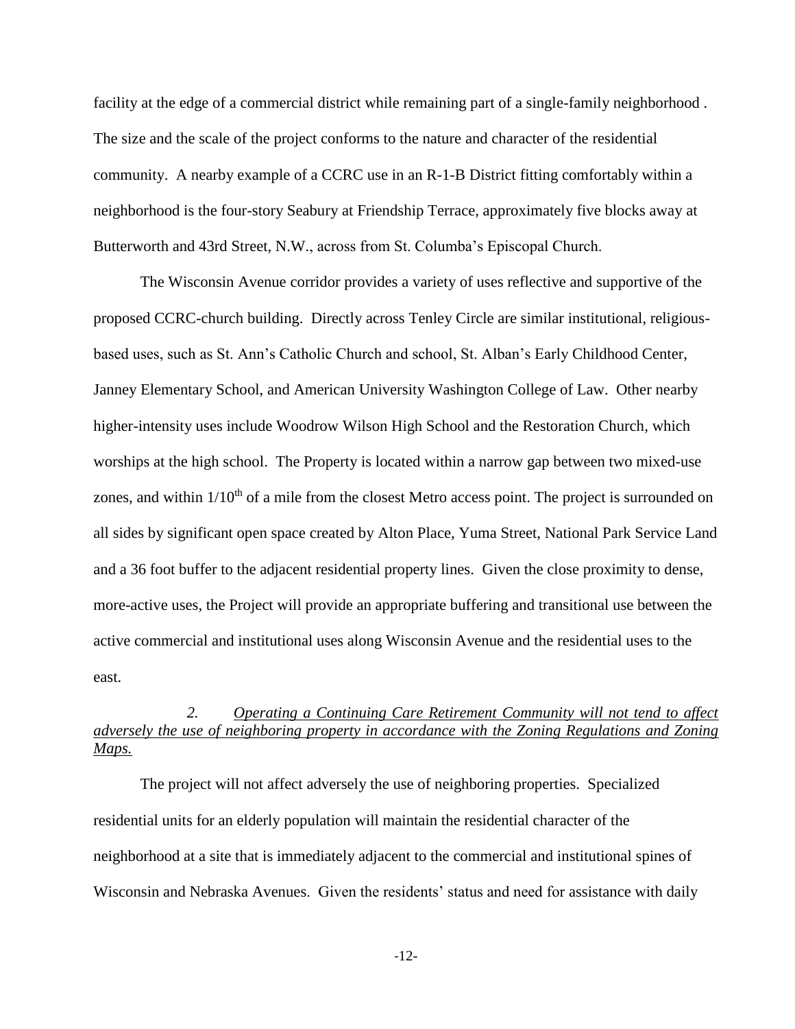facility at the edge of a commercial district while remaining part of a single-family neighborhood . The size and the scale of the project conforms to the nature and character of the residential community. A nearby example of a CCRC use in an R-1-B District fitting comfortably within a neighborhood is the four-story Seabury at Friendship Terrace, approximately five blocks away at Butterworth and 43rd Street, N.W., across from St. Columba's Episcopal Church.

The Wisconsin Avenue corridor provides a variety of uses reflective and supportive of the proposed CCRC-church building. Directly across Tenley Circle are similar institutional, religious-based uses, such as St. Ann's Catholic Church and school, St. Alban's Early Childhood Center, Janney Elementary School, and American University Washington College of Law. Other nearby higher-intensity uses include Woodrow Wilson High School and the Restoration Church, which worships at the high school. The Property is located within a narrow gap between two mixed-use zones, and within 1/10th of a mile from the closest Metro access point. The project is surrounded on all sides by significant open space created by Alton Place, Yuma Street, National Park Service Land and a 36 foot buffer to the adjacent residential property lines. Given the close proximity to dense, more-active uses, the Project will provide an appropriate buffering and transitional use between the active commercial and institutional uses along Wisconsin Avenue and the residential uses to the east.

*2. Operating a Continuing Care Retirement Community will not tend to affect adversely the use of neighboring property in accordance with the Zoning Regulations and Zoning Maps.*

The project will not affect adversely the use of neighboring properties. Specialized residential units for an elderly population will maintain the residential character of the neighborhood at a site that is immediately adjacent to the commercial and institutional spines of Wisconsin and Nebraska Avenues. Given the residents' status and need for assistance with daily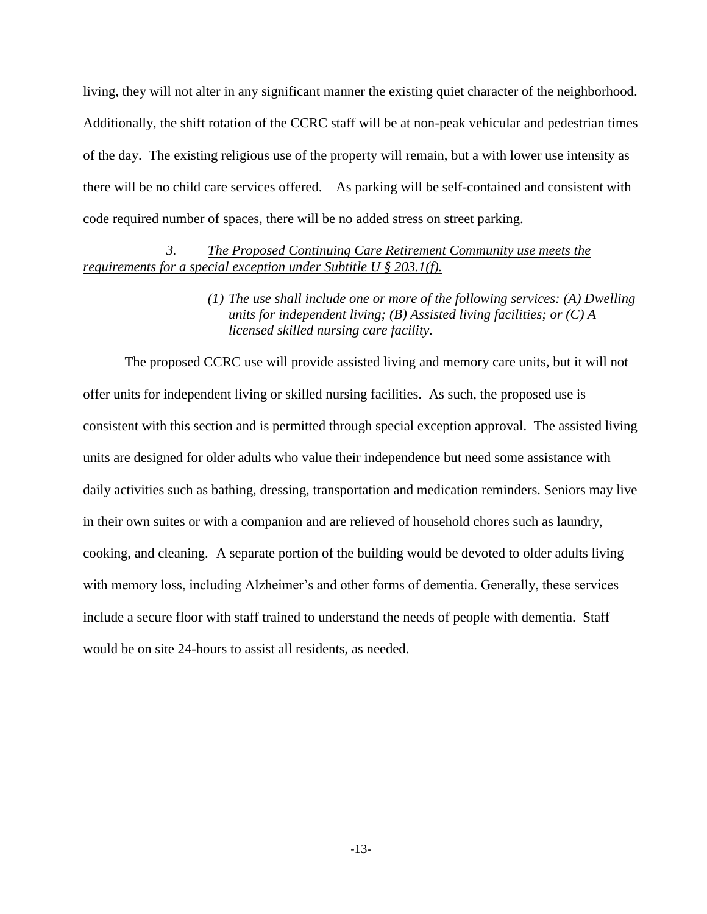living, they will not alter in any significant manner the existing quiet character of the neighborhood. Additionally, the shift rotation of the CCRC staff will be at non-peak vehicular and pedestrian times of the day. The existing religious use of the property will remain, but a with lower use intensity as there will be no child care services offered. As parking will be self-contained and consistent with code required number of spaces, there will be no added stress on street parking.

*3. <u>The Proposed Continuing Care Retirement Community use meets the requirements for a special exception under Subtitle U § 203.1(f).</u>*

> *(1) The use shall include one or more of the following services: (A) Dwelling units for independent living; (B) Assisted living facilities; or (C) A licensed skilled nursing care facility.*

The proposed CCRC use will provide assisted living and memory care units, but it will not offer units for independent living or skilled nursing facilities. As such, the proposed use is consistent with this section and is permitted through special exception approval. The assisted living units are designed for older adults who value their independence but need some assistance with daily activities such as bathing, dressing, transportation and medication reminders. Seniors may live in their own suites or with a companion and are relieved of household chores such as laundry, cooking, and cleaning. A separate portion of the building would be devoted to older adults living with memory loss, including Alzheimer's and other forms of dementia. Generally, these services include a secure floor with staff trained to understand the needs of people with dementia. Staff would be on site 24-hours to assist all residents, as needed.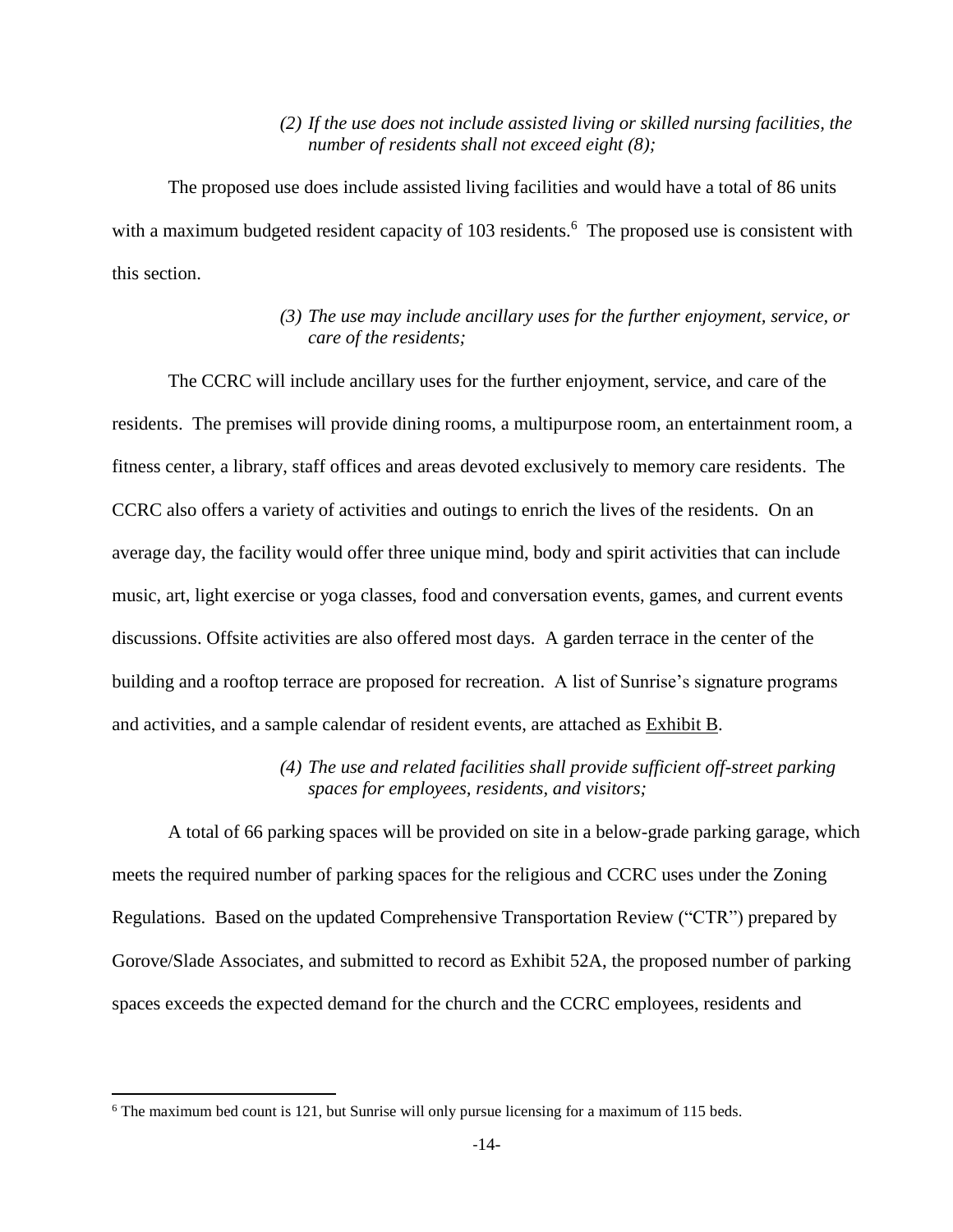*(2) If the use does not include assisted living or skilled nursing facilities, the number of residents shall not exceed eight (8);*

The proposed use does include assisted living facilities and would have a total of 86 units with a maximum budgeted resident capacity of 103 residents.[6] The proposed use is consistent with this section.

*(3) The use may include ancillary uses for the further enjoyment, service, or care of the residents;*

The CCRC will include ancillary uses for the further enjoyment, service, and care of the residents. The premises will provide dining rooms, a multipurpose room, an entertainment room, a fitness center, a library, staff offices and areas devoted exclusively to memory care residents. The CCRC also offers a variety of activities and outings to enrich the lives of the residents. On an average day, the facility would offer three unique mind, body and spirit activities that can include music, art, light exercise or yoga classes, food and conversation events, games, and current events discussions. Offsite activities are also offered most days. A garden terrace in the center of the building and a rooftop terrace are proposed for recreation. A list of Sunrise's signature programs and activities, and a sample calendar of resident events, are attached as Exhibit B.

*(4) The use and related facilities shall provide sufficient off-street parking spaces for employees, residents, and visitors;*

A total of 66 parking spaces will be provided on site in a below-grade parking garage, which meets the required number of parking spaces for the religious and CCRC uses under the Zoning Regulations. Based on the updated Comprehensive Transportation Review ("CTR") prepared by Gorove/Slade Associates, and submitted to record as Exhibit 52A, the proposed number of parking spaces exceeds the expected demand for the church and the CCRC employees, residents and

---

[6] The maximum bed count is 121, but Sunrise will only pursue licensing for a maximum of 115 beds.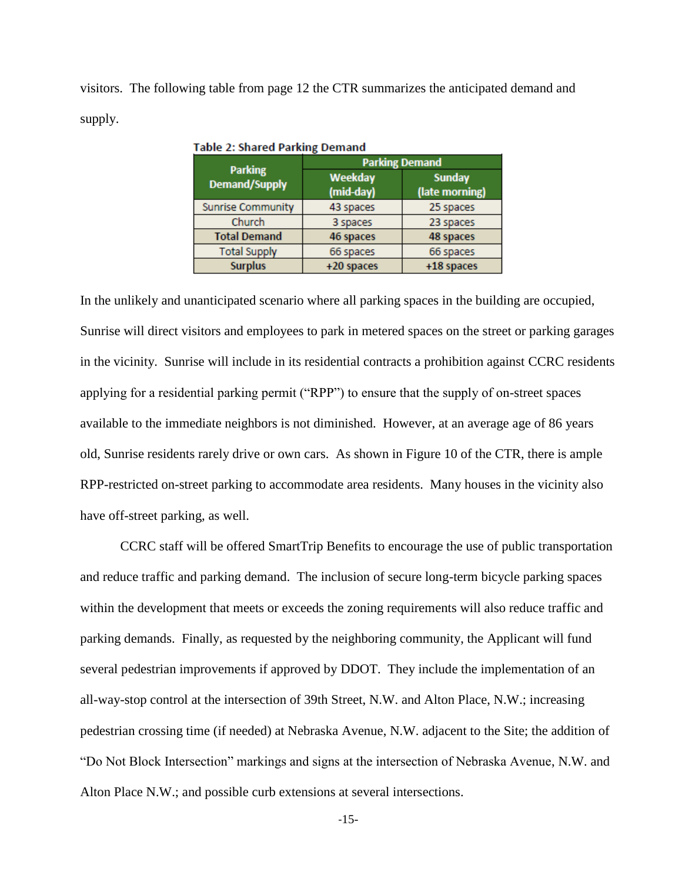visitors. The following table from page 12 the CTR summarizes the anticipated demand and supply.

**Table 2: Shared Parking Demand**

| Parking Demand/Supply | Parking Demand | |
|---|---|---|
| | Weekday (mid-day) | Sunday (late morning) |
| Sunrise Community | 43 spaces | 25 spaces |
| Church | 3 spaces | 23 spaces |
| **Total Demand** | **46 spaces** | **48 spaces** |
| Total Supply | 66 spaces | 66 spaces |
| **Surplus** | **+20 spaces** | **+18 spaces** |

In the unlikely and unanticipated scenario where all parking spaces in the building are occupied, Sunrise will direct visitors and employees to park in metered spaces on the street or parking garages in the vicinity. Sunrise will include in its residential contracts a prohibition against CCRC residents applying for a residential parking permit ("RPP") to ensure that the supply of on-street spaces available to the immediate neighbors is not diminished. However, at an average age of 86 years old, Sunrise residents rarely drive or own cars. As shown in Figure 10 of the CTR, there is ample RPP-restricted on-street parking to accommodate area residents. Many houses in the vicinity also have off-street parking, as well.

CCRC staff will be offered SmartTrip Benefits to encourage the use of public transportation and reduce traffic and parking demand. The inclusion of secure long-term bicycle parking spaces within the development that meets or exceeds the zoning requirements will also reduce traffic and parking demands. Finally, as requested by the neighboring community, the Applicant will fund several pedestrian improvements if approved by DDOT. They include the implementation of an all-way-stop control at the intersection of 39th Street, N.W. and Alton Place, N.W.; increasing pedestrian crossing time (if needed) at Nebraska Avenue, N.W. adjacent to the Site; the addition of "Do Not Block Intersection" markings and signs at the intersection of Nebraska Avenue, N.W. and Alton Place N.W.; and possible curb extensions at several intersections.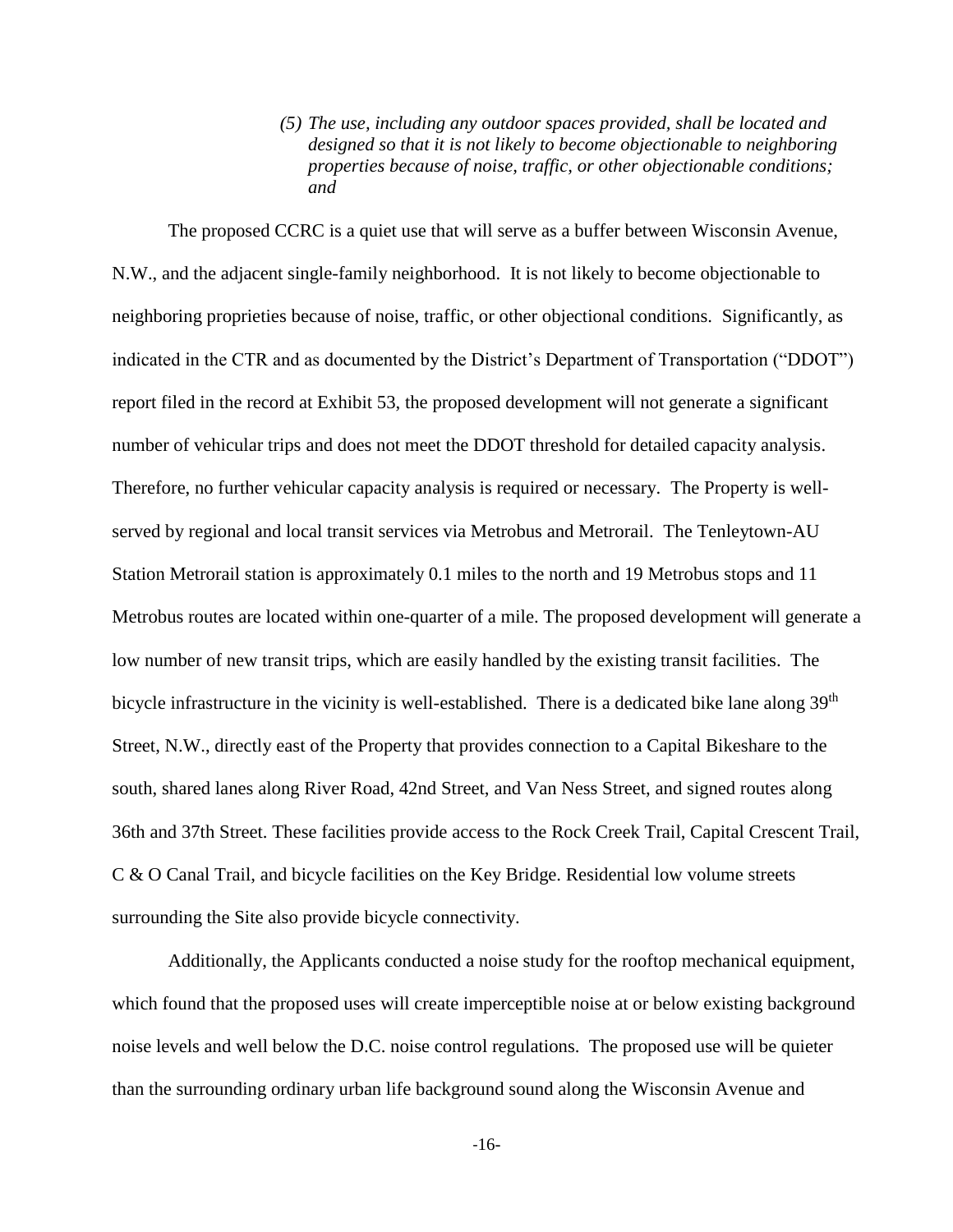*(5) The use, including any outdoor spaces provided, shall be located and designed so that it is not likely to become objectionable to neighboring properties because of noise, traffic, or other objectionable conditions; and*

The proposed CCRC is a quiet use that will serve as a buffer between Wisconsin Avenue, N.W., and the adjacent single-family neighborhood. It is not likely to become objectionable to neighboring proprieties because of noise, traffic, or other objectional conditions. Significantly, as indicated in the CTR and as documented by the District's Department of Transportation ("DDOT") report filed in the record at Exhibit 53, the proposed development will not generate a significant number of vehicular trips and does not meet the DDOT threshold for detailed capacity analysis. Therefore, no further vehicular capacity analysis is required or necessary. The Property is well-served by regional and local transit services via Metrobus and Metrorail. The Tenleytown-AU Station Metrorail station is approximately 0.1 miles to the north and 19 Metrobus stops and 11 Metrobus routes are located within one-quarter of a mile. The proposed development will generate a low number of new transit trips, which are easily handled by the existing transit facilities. The bicycle infrastructure in the vicinity is well-established. There is a dedicated bike lane along 39th Street, N.W., directly east of the Property that provides connection to a Capital Bikeshare to the south, shared lanes along River Road, 42nd Street, and Van Ness Street, and signed routes along 36th and 37th Street. These facilities provide access to the Rock Creek Trail, Capital Crescent Trail, C & O Canal Trail, and bicycle facilities on the Key Bridge. Residential low volume streets surrounding the Site also provide bicycle connectivity.

Additionally, the Applicants conducted a noise study for the rooftop mechanical equipment, which found that the proposed uses will create imperceptible noise at or below existing background noise levels and well below the D.C. noise control regulations. The proposed use will be quieter than the surrounding ordinary urban life background sound along the Wisconsin Avenue and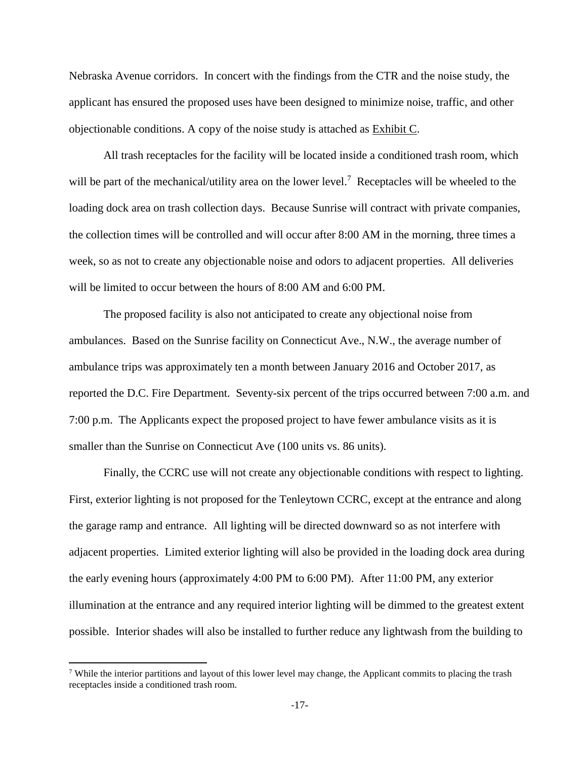Nebraska Avenue corridors. In concert with the findings from the CTR and the noise study, the applicant has ensured the proposed uses have been designed to minimize noise, traffic, and other objectionable conditions. A copy of the noise study is attached as Exhibit C.

All trash receptacles for the facility will be located inside a conditioned trash room, which will be part of the mechanical/utility area on the lower level.[7] Receptacles will be wheeled to the loading dock area on trash collection days. Because Sunrise will contract with private companies, the collection times will be controlled and will occur after 8:00 AM in the morning, three times a week, so as not to create any objectionable noise and odors to adjacent properties. All deliveries will be limited to occur between the hours of 8:00 AM and 6:00 PM.

The proposed facility is also not anticipated to create any objectional noise from ambulances. Based on the Sunrise facility on Connecticut Ave., N.W., the average number of ambulance trips was approximately ten a month between January 2016 and October 2017, as reported the D.C. Fire Department. Seventy-six percent of the trips occurred between 7:00 a.m. and 7:00 p.m. The Applicants expect the proposed project to have fewer ambulance visits as it is smaller than the Sunrise on Connecticut Ave (100 units vs. 86 units).

Finally, the CCRC use will not create any objectionable conditions with respect to lighting. First, exterior lighting is not proposed for the Tenleytown CCRC, except at the entrance and along the garage ramp and entrance. All lighting will be directed downward so as not interfere with adjacent properties. Limited exterior lighting will also be provided in the loading dock area during the early evening hours (approximately 4:00 PM to 6:00 PM). After 11:00 PM, any exterior illumination at the entrance and any required interior lighting will be dimmed to the greatest extent possible. Interior shades will also be installed to further reduce any lightwash from the building to

[7] While the interior partitions and layout of this lower level may change, the Applicant commits to placing the trash receptacles inside a conditioned trash room.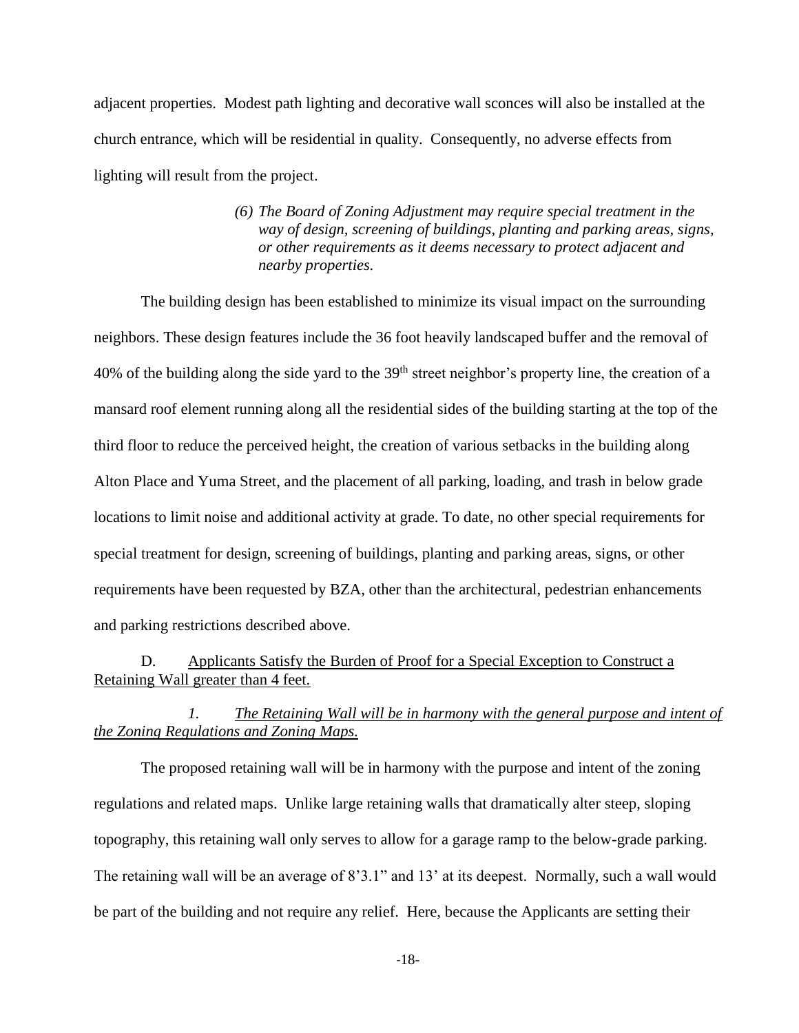adjacent properties. Modest path lighting and decorative wall sconces will also be installed at the church entrance, which will be residential in quality. Consequently, no adverse effects from lighting will result from the project.

> *(6) The Board of Zoning Adjustment may require special treatment in the way of design, screening of buildings, planting and parking areas, signs, or other requirements as it deems necessary to protect adjacent and nearby properties.*

The building design has been established to minimize its visual impact on the surrounding neighbors. These design features include the 36 foot heavily landscaped buffer and the removal of 40% of the building along the side yard to the 39th street neighbor's property line, the creation of a mansard roof element running along all the residential sides of the building starting at the top of the third floor to reduce the perceived height, the creation of various setbacks in the building along Alton Place and Yuma Street, and the placement of all parking, loading, and trash in below grade locations to limit noise and additional activity at grade. To date, no other special requirements for special treatment for design, screening of buildings, planting and parking areas, signs, or other requirements have been requested by BZA, other than the architectural, pedestrian enhancements and parking restrictions described above.

D. <u>Applicants Satisfy the Burden of Proof for a Special Exception to Construct a Retaining Wall greater than 4 feet.</u>

*1. <u>The Retaining Wall will be in harmony with the general purpose and intent of the Zoning Regulations and Zoning Maps.</u>*

The proposed retaining wall will be in harmony with the purpose and intent of the zoning regulations and related maps. Unlike large retaining walls that dramatically alter steep, sloping topography, this retaining wall only serves to allow for a garage ramp to the below-grade parking. The retaining wall will be an average of 8'3.1" and 13' at its deepest. Normally, such a wall would be part of the building and not require any relief. Here, because the Applicants are setting their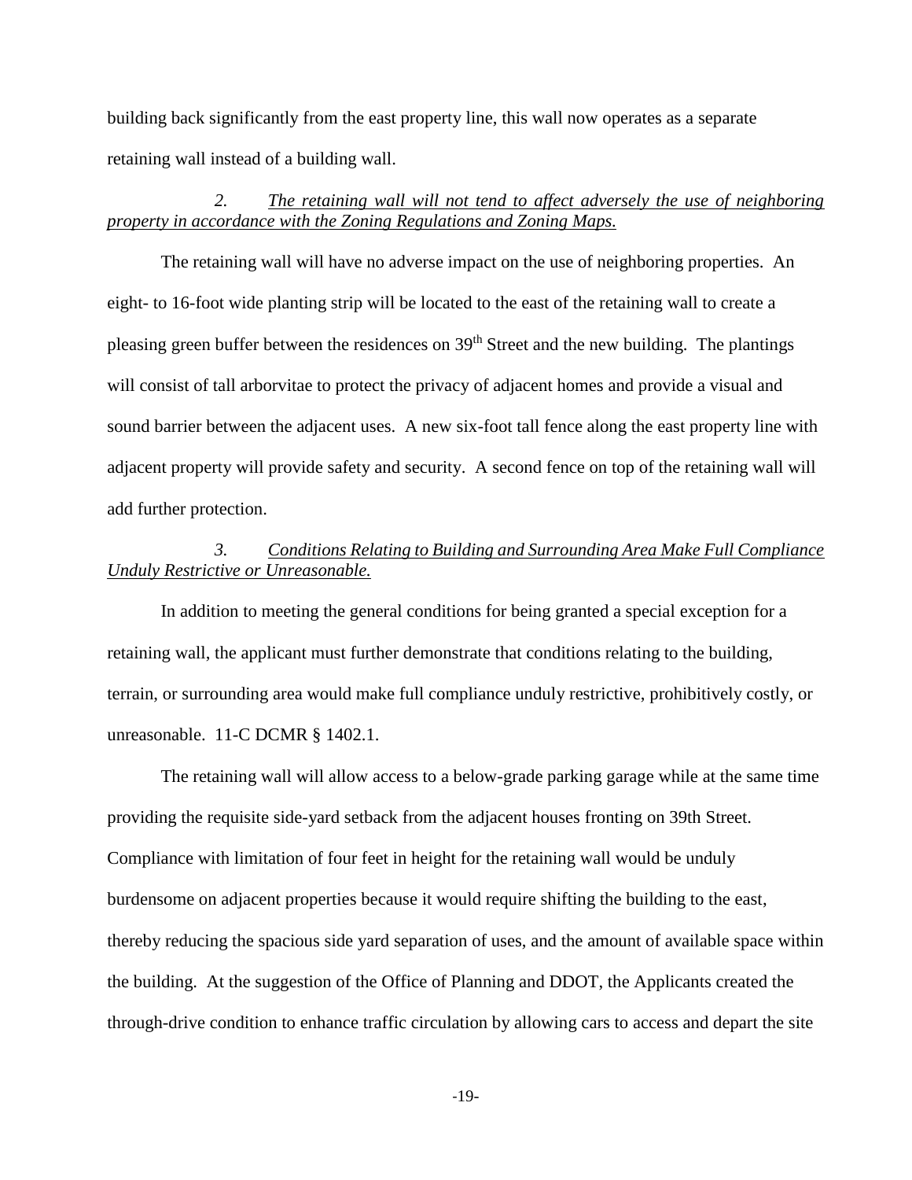building back significantly from the east property line, this wall now operates as a separate retaining wall instead of a building wall.

*2.* *<u>The retaining wall will not tend to affect adversely the use of neighboring property in accordance with the Zoning Regulations and Zoning Maps.</u>*

The retaining wall will have no adverse impact on the use of neighboring properties. An eight- to 16-foot wide planting strip will be located to the east of the retaining wall to create a pleasing green buffer between the residences on 39th Street and the new building. The plantings will consist of tall arborvitae to protect the privacy of adjacent homes and provide a visual and sound barrier between the adjacent uses. A new six-foot tall fence along the east property line with adjacent property will provide safety and security. A second fence on top of the retaining wall will add further protection.

*3.* *<u>Conditions Relating to Building and Surrounding Area Make Full Compliance Unduly Restrictive or Unreasonable.</u>*

In addition to meeting the general conditions for being granted a special exception for a retaining wall, the applicant must further demonstrate that conditions relating to the building, terrain, or surrounding area would make full compliance unduly restrictive, prohibitively costly, or unreasonable. 11-C DCMR § 1402.1.

The retaining wall will allow access to a below-grade parking garage while at the same time providing the requisite side-yard setback from the adjacent houses fronting on 39th Street. Compliance with limitation of four feet in height for the retaining wall would be unduly burdensome on adjacent properties because it would require shifting the building to the east, thereby reducing the spacious side yard separation of uses, and the amount of available space within the building. At the suggestion of the Office of Planning and DDOT, the Applicants created the through-drive condition to enhance traffic circulation by allowing cars to access and depart the site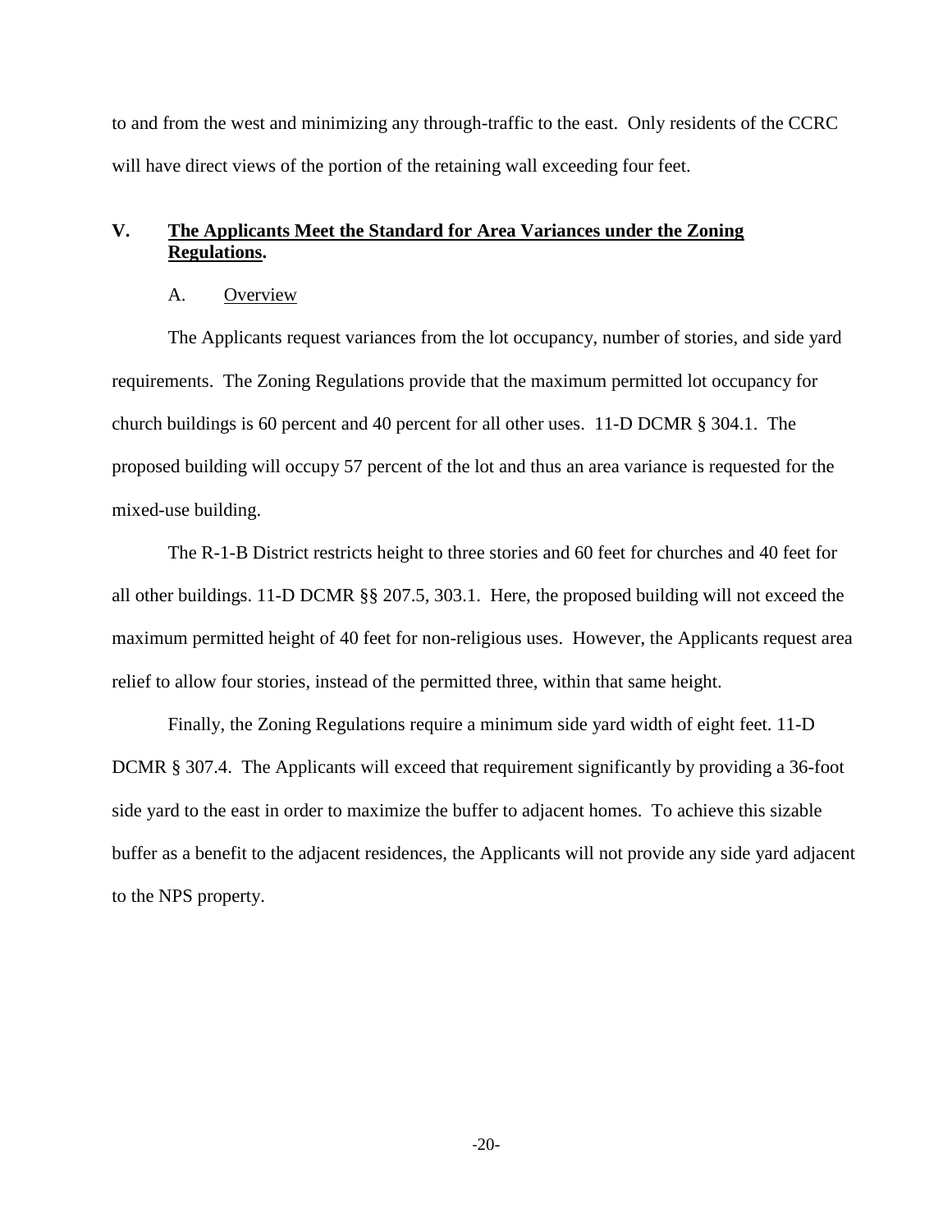to and from the west and minimizing any through-traffic to the east. Only residents of the CCRC will have direct views of the portion of the retaining wall exceeding four feet.

## V. <u>The Applicants Meet the Standard for Area Variances under the Zoning Regulations</u>.

### A. <u>Overview</u>

The Applicants request variances from the lot occupancy, number of stories, and side yard requirements. The Zoning Regulations provide that the maximum permitted lot occupancy for church buildings is 60 percent and 40 percent for all other uses. 11-D DCMR § 304.1. The proposed building will occupy 57 percent of the lot and thus an area variance is requested for the mixed-use building.

The R-1-B District restricts height to three stories and 60 feet for churches and 40 feet for all other buildings. 11-D DCMR §§ 207.5, 303.1. Here, the proposed building will not exceed the maximum permitted height of 40 feet for non-religious uses. However, the Applicants request area relief to allow four stories, instead of the permitted three, within that same height.

Finally, the Zoning Regulations require a minimum side yard width of eight feet. 11-D DCMR § 307.4. The Applicants will exceed that requirement significantly by providing a 36-foot side yard to the east in order to maximize the buffer to adjacent homes. To achieve this sizable buffer as a benefit to the adjacent residences, the Applicants will not provide any side yard adjacent to the NPS property.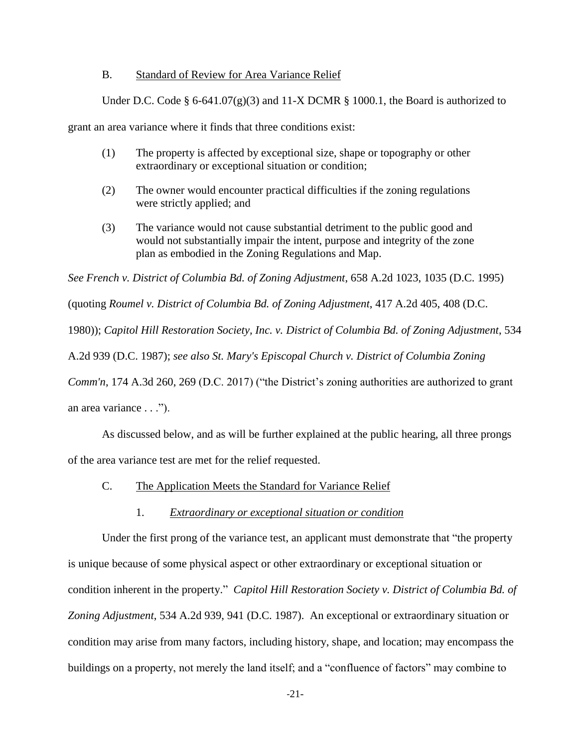### B. Standard of Review for Area Variance Relief

Under D.C. Code § 6-641.07(g)(3) and 11-X DCMR § 1000.1, the Board is authorized to grant an area variance where it finds that three conditions exist:

(1) The property is affected by exceptional size, shape or topography or other extraordinary or exceptional situation or condition;

(2) The owner would encounter practical difficulties if the zoning regulations were strictly applied; and

(3) The variance would not cause substantial detriment to the public good and would not substantially impair the intent, purpose and integrity of the zone plan as embodied in the Zoning Regulations and Map.

*See French v. District of Columbia Bd. of Zoning Adjustment*, 658 A.2d 1023, 1035 (D.C. 1995) (quoting *Roumel v. District of Columbia Bd. of Zoning Adjustment*, 417 A.2d 405, 408 (D.C. 1980)); *Capitol Hill Restoration Society, Inc. v. District of Columbia Bd. of Zoning Adjustment*, 534 A.2d 939 (D.C. 1987); *see also St. Mary's Episcopal Church v. District of Columbia Zoning Comm'n*, 174 A.3d 260, 269 (D.C. 2017) ("the District's zoning authorities are authorized to grant an area variance . . .").

As discussed below, and as will be further explained at the public hearing, all three prongs of the area variance test are met for the relief requested.

### C. The Application Meets the Standard for Variance Relief

#### 1. *Extraordinary or exceptional situation or condition*

Under the first prong of the variance test, an applicant must demonstrate that "the property is unique because of some physical aspect or other extraordinary or exceptional situation or condition inherent in the property." *Capitol Hill Restoration Society v. District of Columbia Bd. of Zoning Adjustment*, 534 A.2d 939, 941 (D.C. 1987). An exceptional or extraordinary situation or condition may arise from many factors, including history, shape, and location; may encompass the buildings on a property, not merely the land itself; and a "confluence of factors" may combine to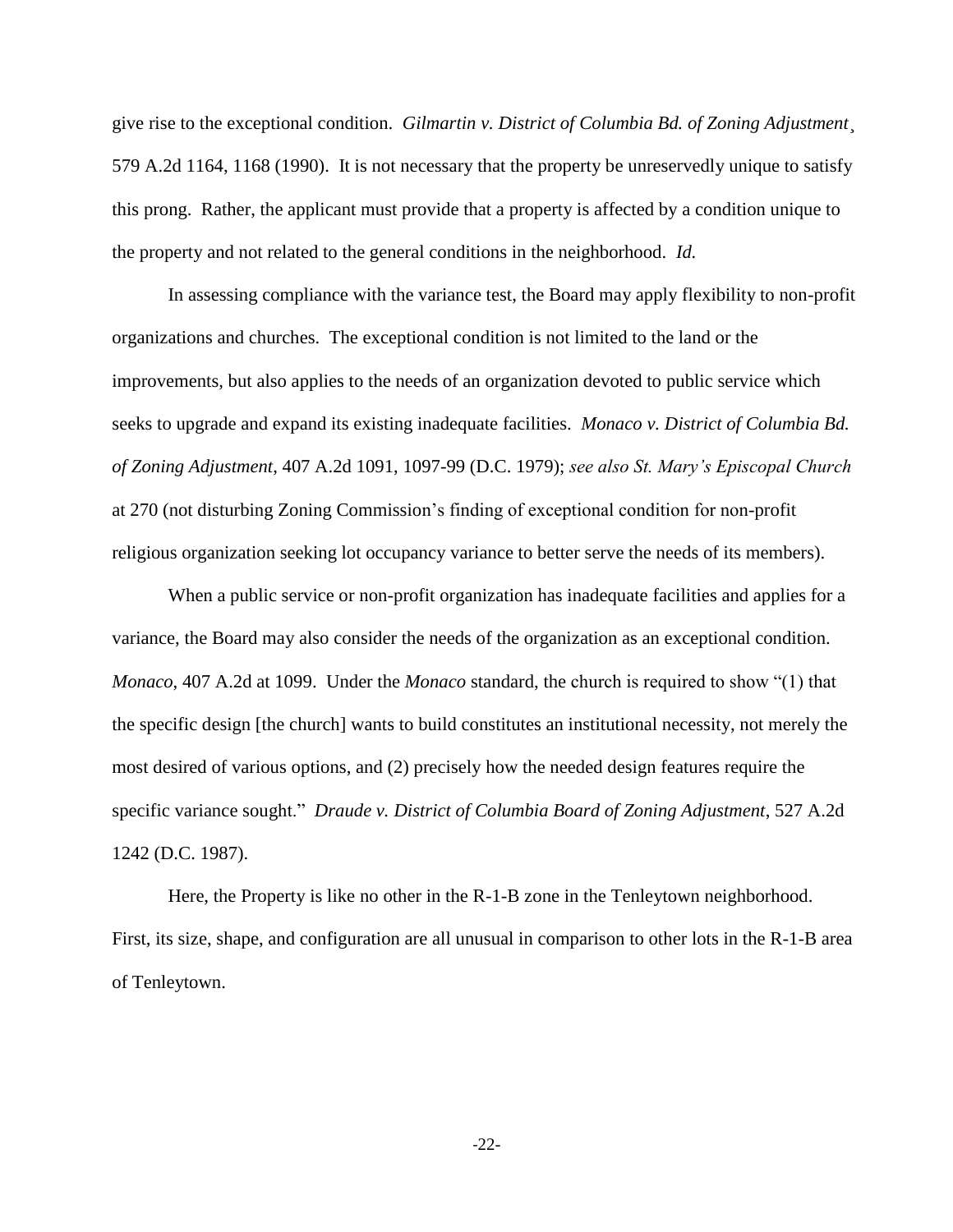give rise to the exceptional condition. *Gilmartin v. District of Columbia Bd. of Zoning Adjustment*¸ 579 A.2d 1164, 1168 (1990). It is not necessary that the property be unreservedly unique to satisfy this prong. Rather, the applicant must provide that a property is affected by a condition unique to the property and not related to the general conditions in the neighborhood. *Id.*

In assessing compliance with the variance test, the Board may apply flexibility to non-profit organizations and churches. The exceptional condition is not limited to the land or the improvements, but also applies to the needs of an organization devoted to public service which seeks to upgrade and expand its existing inadequate facilities. *Monaco v. District of Columbia Bd. of Zoning Adjustment*, 407 A.2d 1091, 1097-99 (D.C. 1979); *see also St. Mary's Episcopal Church* at 270 (not disturbing Zoning Commission's finding of exceptional condition for non-profit religious organization seeking lot occupancy variance to better serve the needs of its members).

When a public service or non-profit organization has inadequate facilities and applies for a variance, the Board may also consider the needs of the organization as an exceptional condition. *Monaco*, 407 A.2d at 1099. Under the *Monaco* standard, the church is required to show "(1) that the specific design [the church] wants to build constitutes an institutional necessity, not merely the most desired of various options, and (2) precisely how the needed design features require the specific variance sought." *Draude v. District of Columbia Board of Zoning Adjustment*, 527 A.2d 1242 (D.C. 1987).

Here, the Property is like no other in the R-1-B zone in the Tenleytown neighborhood. First, its size, shape, and configuration are all unusual in comparison to other lots in the R-1-B area of Tenleytown.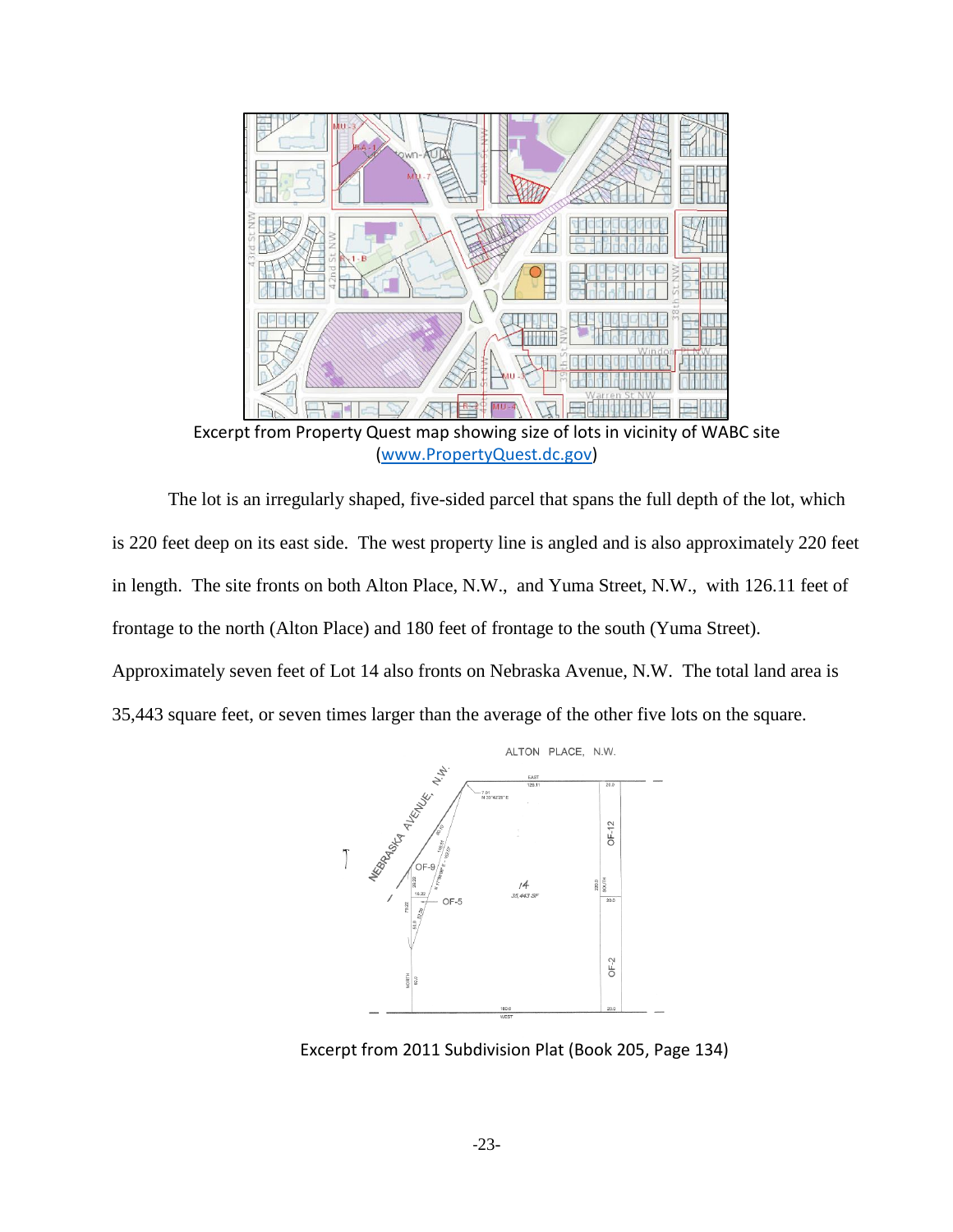Excerpt from Property Quest map showing size of lots in vicinity of WABC site (www.PropertyQuest.dc.gov)

The lot is an irregularly shaped, five-sided parcel that spans the full depth of the lot, which is 220 feet deep on its east side. The west property line is angled and is also approximately 220 feet in length. The site fronts on both Alton Place, N.W., and Yuma Street, N.W., with 126.11 feet of frontage to the north (Alton Place) and 180 feet of frontage to the south (Yuma Street). Approximately seven feet of Lot 14 also fronts on Nebraska Avenue, N.W. The total land area is 35,443 square feet, or seven times larger than the average of the other five lots on the square.

Excerpt from 2011 Subdivision Plat (Book 205, Page 134)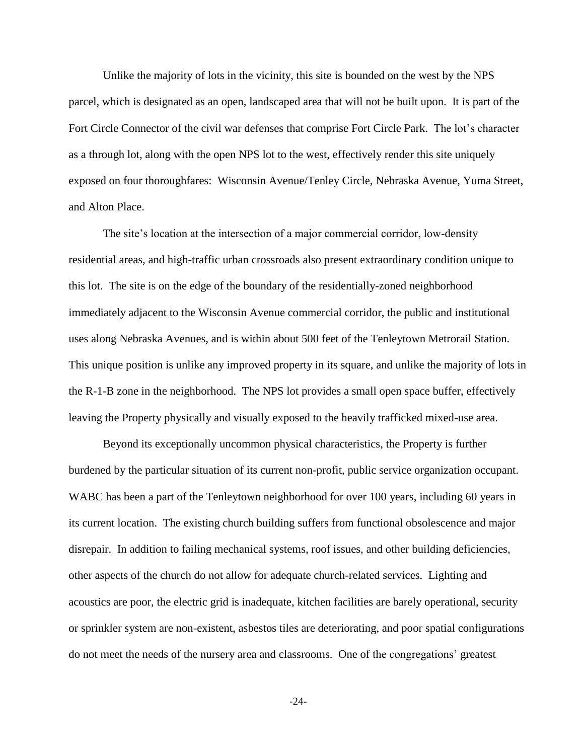Unlike the majority of lots in the vicinity, this site is bounded on the west by the NPS parcel, which is designated as an open, landscaped area that will not be built upon. It is part of the Fort Circle Connector of the civil war defenses that comprise Fort Circle Park. The lot's character as a through lot, along with the open NPS lot to the west, effectively render this site uniquely exposed on four thoroughfares: Wisconsin Avenue/Tenley Circle, Nebraska Avenue, Yuma Street, and Alton Place.

The site's location at the intersection of a major commercial corridor, low-density residential areas, and high-traffic urban crossroads also present extraordinary condition unique to this lot. The site is on the edge of the boundary of the residentially-zoned neighborhood immediately adjacent to the Wisconsin Avenue commercial corridor, the public and institutional uses along Nebraska Avenues, and is within about 500 feet of the Tenleytown Metrorail Station. This unique position is unlike any improved property in its square, and unlike the majority of lots in the R-1-B zone in the neighborhood. The NPS lot provides a small open space buffer, effectively leaving the Property physically and visually exposed to the heavily trafficked mixed-use area.

Beyond its exceptionally uncommon physical characteristics, the Property is further burdened by the particular situation of its current non-profit, public service organization occupant. WABC has been a part of the Tenleytown neighborhood for over 100 years, including 60 years in its current location. The existing church building suffers from functional obsolescence and major disrepair. In addition to failing mechanical systems, roof issues, and other building deficiencies, other aspects of the church do not allow for adequate church-related services. Lighting and acoustics are poor, the electric grid is inadequate, kitchen facilities are barely operational, security or sprinkler system are non-existent, asbestos tiles are deteriorating, and poor spatial configurations do not meet the needs of the nursery area and classrooms. One of the congregations' greatest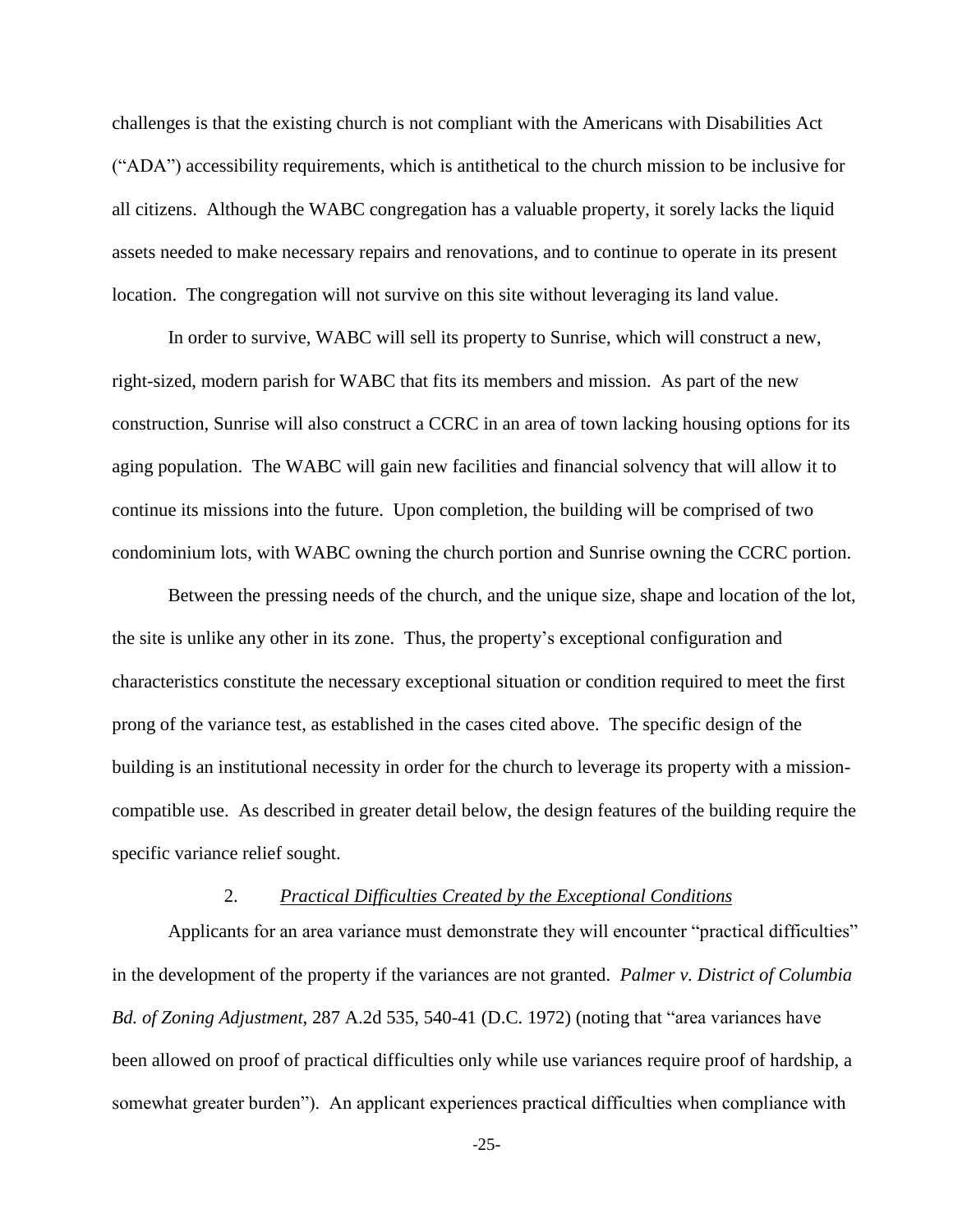challenges is that the existing church is not compliant with the Americans with Disabilities Act ("ADA") accessibility requirements, which is antithetical to the church mission to be inclusive for all citizens. Although the WABC congregation has a valuable property, it sorely lacks the liquid assets needed to make necessary repairs and renovations, and to continue to operate in its present location. The congregation will not survive on this site without leveraging its land value.

In order to survive, WABC will sell its property to Sunrise, which will construct a new, right-sized, modern parish for WABC that fits its members and mission. As part of the new construction, Sunrise will also construct a CCRC in an area of town lacking housing options for its aging population. The WABC will gain new facilities and financial solvency that will allow it to continue its missions into the future. Upon completion, the building will be comprised of two condominium lots, with WABC owning the church portion and Sunrise owning the CCRC portion.

Between the pressing needs of the church, and the unique size, shape and location of the lot, the site is unlike any other in its zone. Thus, the property's exceptional configuration and characteristics constitute the necessary exceptional situation or condition required to meet the first prong of the variance test, as established in the cases cited above. The specific design of the building is an institutional necessity in order for the church to leverage its property with a mission-compatible use. As described in greater detail below, the design features of the building require the specific variance relief sought.

### 2. *Practical Difficulties Created by the Exceptional Conditions*

Applicants for an area variance must demonstrate they will encounter "practical difficulties" in the development of the property if the variances are not granted. *Palmer v. District of Columbia Bd. of Zoning Adjustment*, 287 A.2d 535, 540-41 (D.C. 1972) (noting that "area variances have been allowed on proof of practical difficulties only while use variances require proof of hardship, a somewhat greater burden"). An applicant experiences practical difficulties when compliance with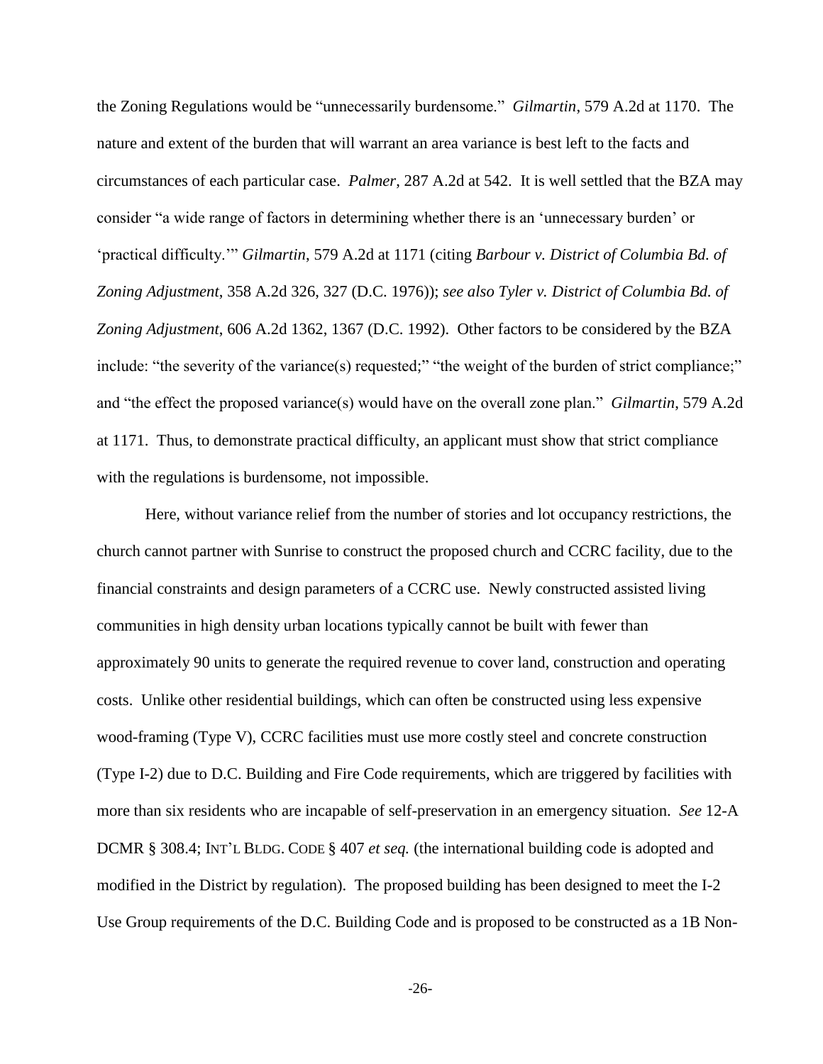the Zoning Regulations would be "unnecessarily burdensome." *Gilmartin*, 579 A.2d at 1170. The nature and extent of the burden that will warrant an area variance is best left to the facts and circumstances of each particular case. *Palmer*, 287 A.2d at 542. It is well settled that the BZA may consider "a wide range of factors in determining whether there is an 'unnecessary burden' or 'practical difficulty.'" *Gilmartin*, 579 A.2d at 1171 (citing *Barbour v. District of Columbia Bd. of Zoning Adjustment*, 358 A.2d 326, 327 (D.C. 1976)); *see also Tyler v. District of Columbia Bd. of Zoning Adjustment*, 606 A.2d 1362, 1367 (D.C. 1992). Other factors to be considered by the BZA include: "the severity of the variance(s) requested;" "the weight of the burden of strict compliance;" and "the effect the proposed variance(s) would have on the overall zone plan." *Gilmartin*, 579 A.2d at 1171. Thus, to demonstrate practical difficulty, an applicant must show that strict compliance with the regulations is burdensome, not impossible.

Here, without variance relief from the number of stories and lot occupancy restrictions, the church cannot partner with Sunrise to construct the proposed church and CCRC facility, due to the financial constraints and design parameters of a CCRC use. Newly constructed assisted living communities in high density urban locations typically cannot be built with fewer than approximately 90 units to generate the required revenue to cover land, construction and operating costs. Unlike other residential buildings, which can often be constructed using less expensive wood-framing (Type V), CCRC facilities must use more costly steel and concrete construction (Type I-2) due to D.C. Building and Fire Code requirements, which are triggered by facilities with more than six residents who are incapable of self-preservation in an emergency situation. *See* 12-A DCMR § 308.4; INT'L BLDG. CODE § 407 *et seq.* (the international building code is adopted and modified in the District by regulation). The proposed building has been designed to meet the I-2 Use Group requirements of the D.C. Building Code and is proposed to be constructed as a 1B Non-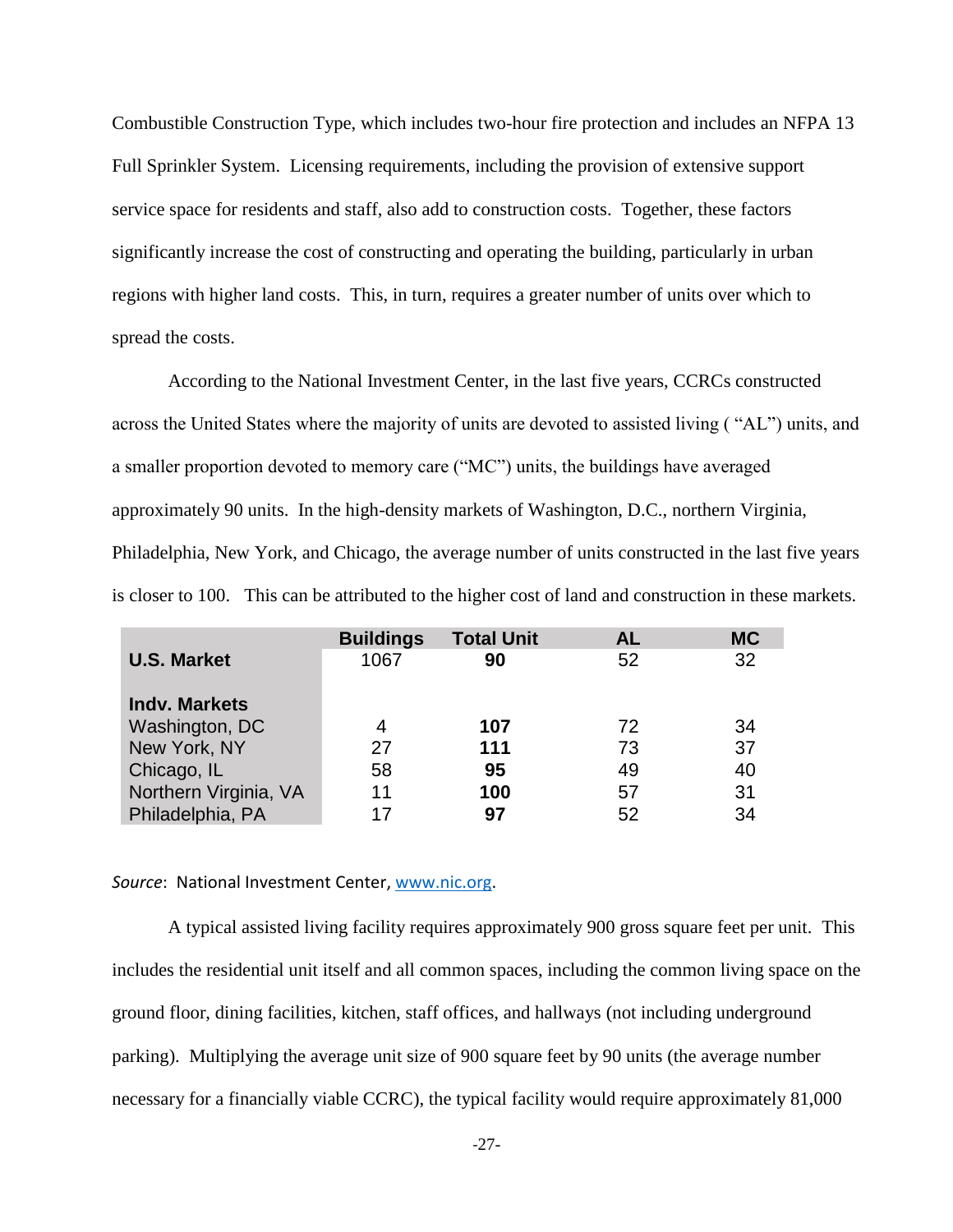Combustible Construction Type, which includes two-hour fire protection and includes an NFPA 13 Full Sprinkler System. Licensing requirements, including the provision of extensive support service space for residents and staff, also add to construction costs. Together, these factors significantly increase the cost of constructing and operating the building, particularly in urban regions with higher land costs. This, in turn, requires a greater number of units over which to spread the costs.

According to the National Investment Center, in the last five years, CCRCs constructed across the United States where the majority of units are devoted to assisted living ( "AL") units, and a smaller proportion devoted to memory care ("MC") units, the buildings have averaged approximately 90 units. In the high-density markets of Washington, D.C., northern Virginia, Philadelphia, New York, and Chicago, the average number of units constructed in the last five years is closer to 100. This can be attributed to the higher cost of land and construction in these markets.

| | Buildings | Total Unit | AL | MC |
|---|---|---|---|---|
| **U.S. Market** | 1067 | **90** | 52 | 32 |
| **Indv. Markets** | | | | |
| Washington, DC | 4 | **107** | 72 | 34 |
| New York, NY | 27 | **111** | 73 | 37 |
| Chicago, IL | 58 | **95** | 49 | 40 |
| Northern Virginia, VA | 11 | **100** | 57 | 31 |
| Philadelphia, PA | 17 | **97** | 52 | 34 |

*Source*: National Investment Center, www.nic.org.

A typical assisted living facility requires approximately 900 gross square feet per unit. This includes the residential unit itself and all common spaces, including the common living space on the ground floor, dining facilities, kitchen, staff offices, and hallways (not including underground parking). Multiplying the average unit size of 900 square feet by 90 units (the average number necessary for a financially viable CCRC), the typical facility would require approximately 81,000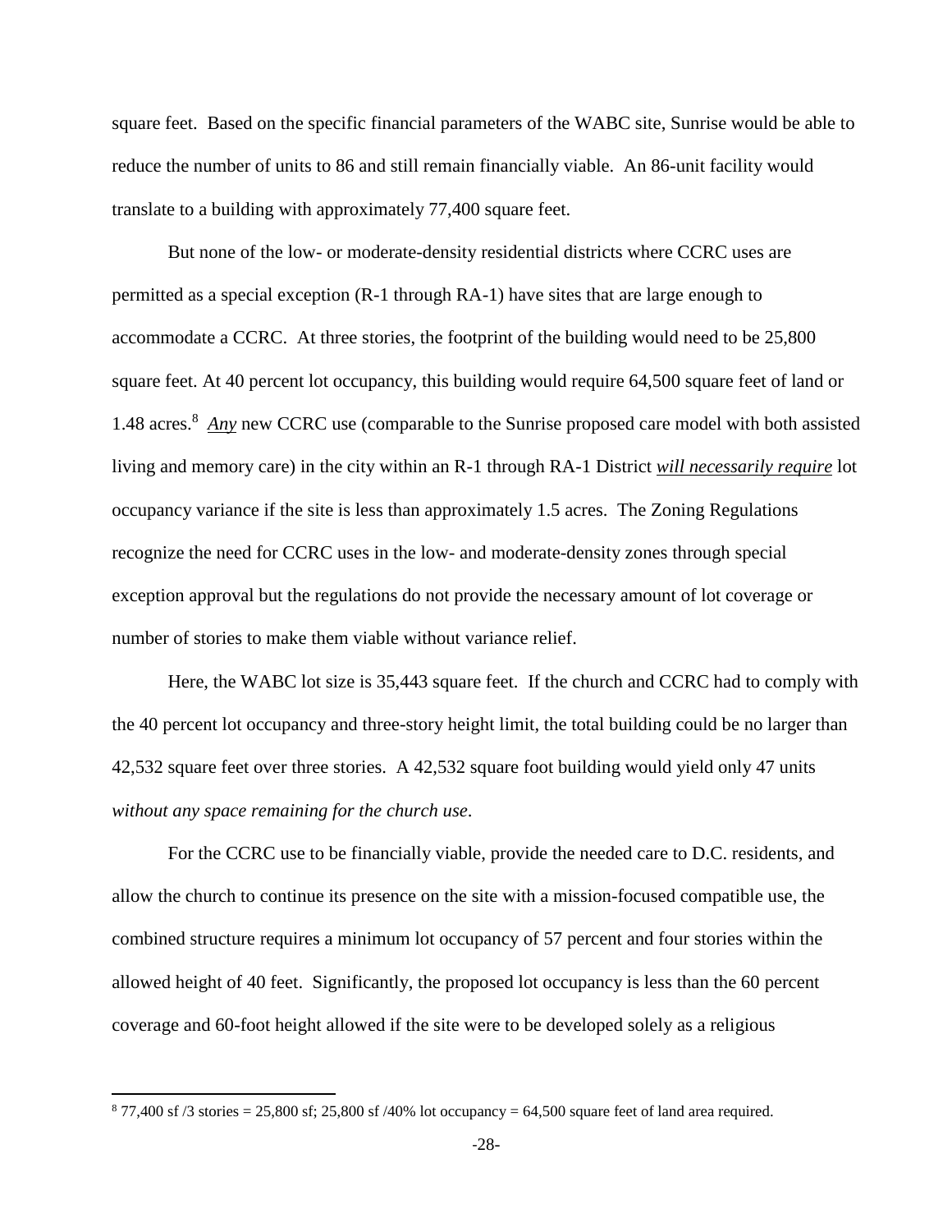square feet. Based on the specific financial parameters of the WABC site, Sunrise would be able to reduce the number of units to 86 and still remain financially viable. An 86-unit facility would translate to a building with approximately 77,400 square feet.

But none of the low- or moderate-density residential districts where CCRC uses are permitted as a special exception (R-1 through RA-1) have sites that are large enough to accommodate a CCRC. At three stories, the footprint of the building would need to be 25,800 square feet. At 40 percent lot occupancy, this building would require 64,500 square feet of land or 1.48 acres.[8] ***Any*** new CCRC use (comparable to the Sunrise proposed care model with both assisted living and memory care) in the city within an R-1 through RA-1 District ***will necessarily require*** lot occupancy variance if the site is less than approximately 1.5 acres. The Zoning Regulations recognize the need for CCRC uses in the low- and moderate-density zones through special exception approval but the regulations do not provide the necessary amount of lot coverage or number of stories to make them viable without variance relief.

Here, the WABC lot size is 35,443 square feet. If the church and CCRC had to comply with the 40 percent lot occupancy and three-story height limit, the total building could be no larger than 42,532 square feet over three stories. A 42,532 square foot building would yield only 47 units *without any space remaining for the church use*.

For the CCRC use to be financially viable, provide the needed care to D.C. residents, and allow the church to continue its presence on the site with a mission-focused compatible use, the combined structure requires a minimum lot occupancy of 57 percent and four stories within the allowed height of 40 feet. Significantly, the proposed lot occupancy is less than the 60 percent coverage and 60-foot height allowed if the site were to be developed solely as a religious

---

[8] 77,400 sf /3 stories = 25,800 sf; 25,800 sf /40% lot occupancy = 64,500 square feet of land area required.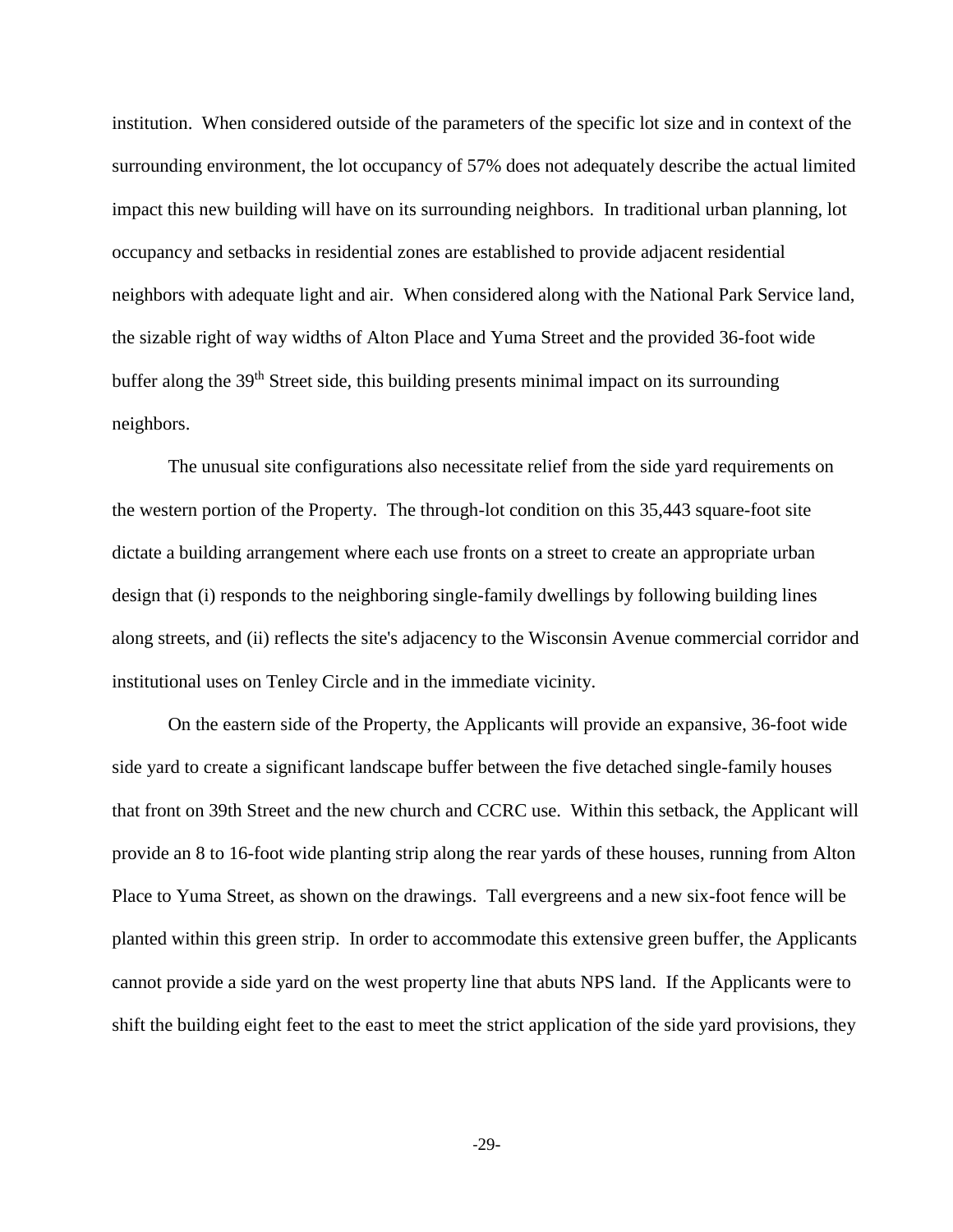institution. When considered outside of the parameters of the specific lot size and in context of the surrounding environment, the lot occupancy of 57% does not adequately describe the actual limited impact this new building will have on its surrounding neighbors. In traditional urban planning, lot occupancy and setbacks in residential zones are established to provide adjacent residential neighbors with adequate light and air. When considered along with the National Park Service land, the sizable right of way widths of Alton Place and Yuma Street and the provided 36-foot wide buffer along the 39th Street side, this building presents minimal impact on its surrounding neighbors.

The unusual site configurations also necessitate relief from the side yard requirements on the western portion of the Property. The through-lot condition on this 35,443 square-foot site dictate a building arrangement where each use fronts on a street to create an appropriate urban design that (i) responds to the neighboring single-family dwellings by following building lines along streets, and (ii) reflects the site's adjacency to the Wisconsin Avenue commercial corridor and institutional uses on Tenley Circle and in the immediate vicinity.

On the eastern side of the Property, the Applicants will provide an expansive, 36-foot wide side yard to create a significant landscape buffer between the five detached single-family houses that front on 39th Street and the new church and CCRC use. Within this setback, the Applicant will provide an 8 to 16-foot wide planting strip along the rear yards of these houses, running from Alton Place to Yuma Street, as shown on the drawings. Tall evergreens and a new six-foot fence will be planted within this green strip. In order to accommodate this extensive green buffer, the Applicants cannot provide a side yard on the west property line that abuts NPS land. If the Applicants were to shift the building eight feet to the east to meet the strict application of the side yard provisions, they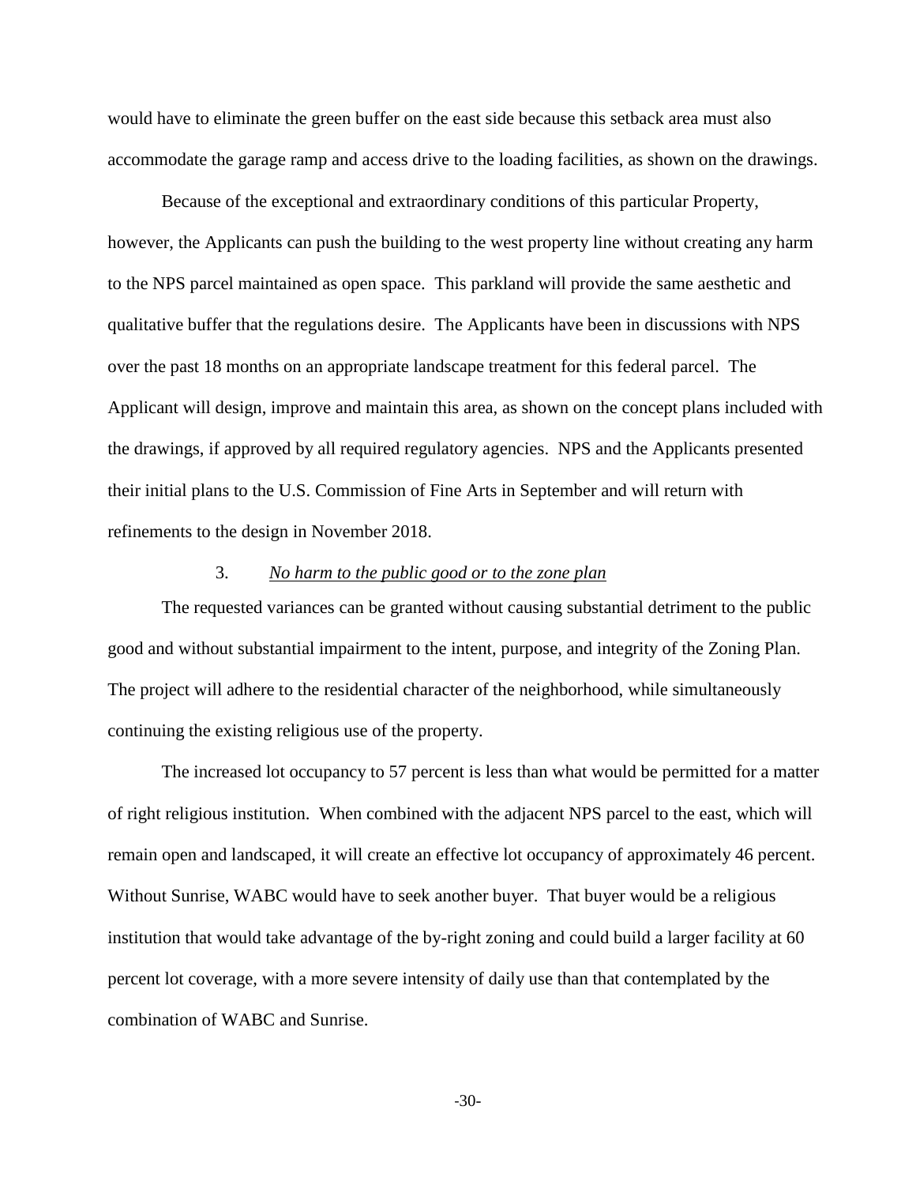would have to eliminate the green buffer on the east side because this setback area must also accommodate the garage ramp and access drive to the loading facilities, as shown on the drawings.

Because of the exceptional and extraordinary conditions of this particular Property, however, the Applicants can push the building to the west property line without creating any harm to the NPS parcel maintained as open space. This parkland will provide the same aesthetic and qualitative buffer that the regulations desire. The Applicants have been in discussions with NPS over the past 18 months on an appropriate landscape treatment for this federal parcel. The Applicant will design, improve and maintain this area, as shown on the concept plans included with the drawings, if approved by all required regulatory agencies. NPS and the Applicants presented their initial plans to the U.S. Commission of Fine Arts in September and will return with refinements to the design in November 2018.

### 3. *No harm to the public good or to the zone plan*

The requested variances can be granted without causing substantial detriment to the public good and without substantial impairment to the intent, purpose, and integrity of the Zoning Plan. The project will adhere to the residential character of the neighborhood, while simultaneously continuing the existing religious use of the property.

The increased lot occupancy to 57 percent is less than what would be permitted for a matter of right religious institution. When combined with the adjacent NPS parcel to the east, which will remain open and landscaped, it will create an effective lot occupancy of approximately 46 percent. Without Sunrise, WABC would have to seek another buyer. That buyer would be a religious institution that would take advantage of the by-right zoning and could build a larger facility at 60 percent lot coverage, with a more severe intensity of daily use than that contemplated by the combination of WABC and Sunrise.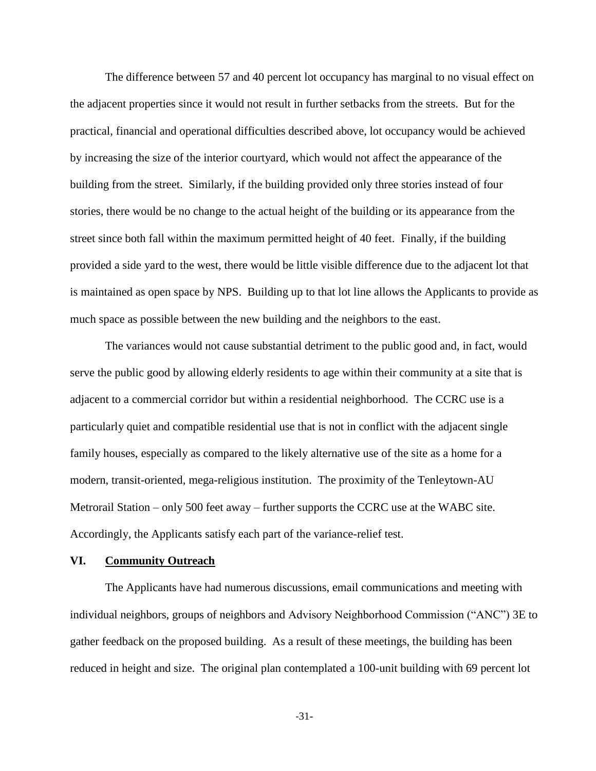The difference between 57 and 40 percent lot occupancy has marginal to no visual effect on the adjacent properties since it would not result in further setbacks from the streets. But for the practical, financial and operational difficulties described above, lot occupancy would be achieved by increasing the size of the interior courtyard, which would not affect the appearance of the building from the street. Similarly, if the building provided only three stories instead of four stories, there would be no change to the actual height of the building or its appearance from the street since both fall within the maximum permitted height of 40 feet. Finally, if the building provided a side yard to the west, there would be little visible difference due to the adjacent lot that is maintained as open space by NPS. Building up to that lot line allows the Applicants to provide as much space as possible between the new building and the neighbors to the east.

The variances would not cause substantial detriment to the public good and, in fact, would serve the public good by allowing elderly residents to age within their community at a site that is adjacent to a commercial corridor but within a residential neighborhood. The CCRC use is a particularly quiet and compatible residential use that is not in conflict with the adjacent single family houses, especially as compared to the likely alternative use of the site as a home for a modern, transit-oriented, mega-religious institution. The proximity of the Tenleytown-AU Metrorail Station – only 500 feet away – further supports the CCRC use at the WABC site. Accordingly, the Applicants satisfy each part of the variance-relief test.

## VI. **Community Outreach**

The Applicants have had numerous discussions, email communications and meeting with individual neighbors, groups of neighbors and Advisory Neighborhood Commission ("ANC") 3E to gather feedback on the proposed building. As a result of these meetings, the building has been reduced in height and size. The original plan contemplated a 100-unit building with 69 percent lot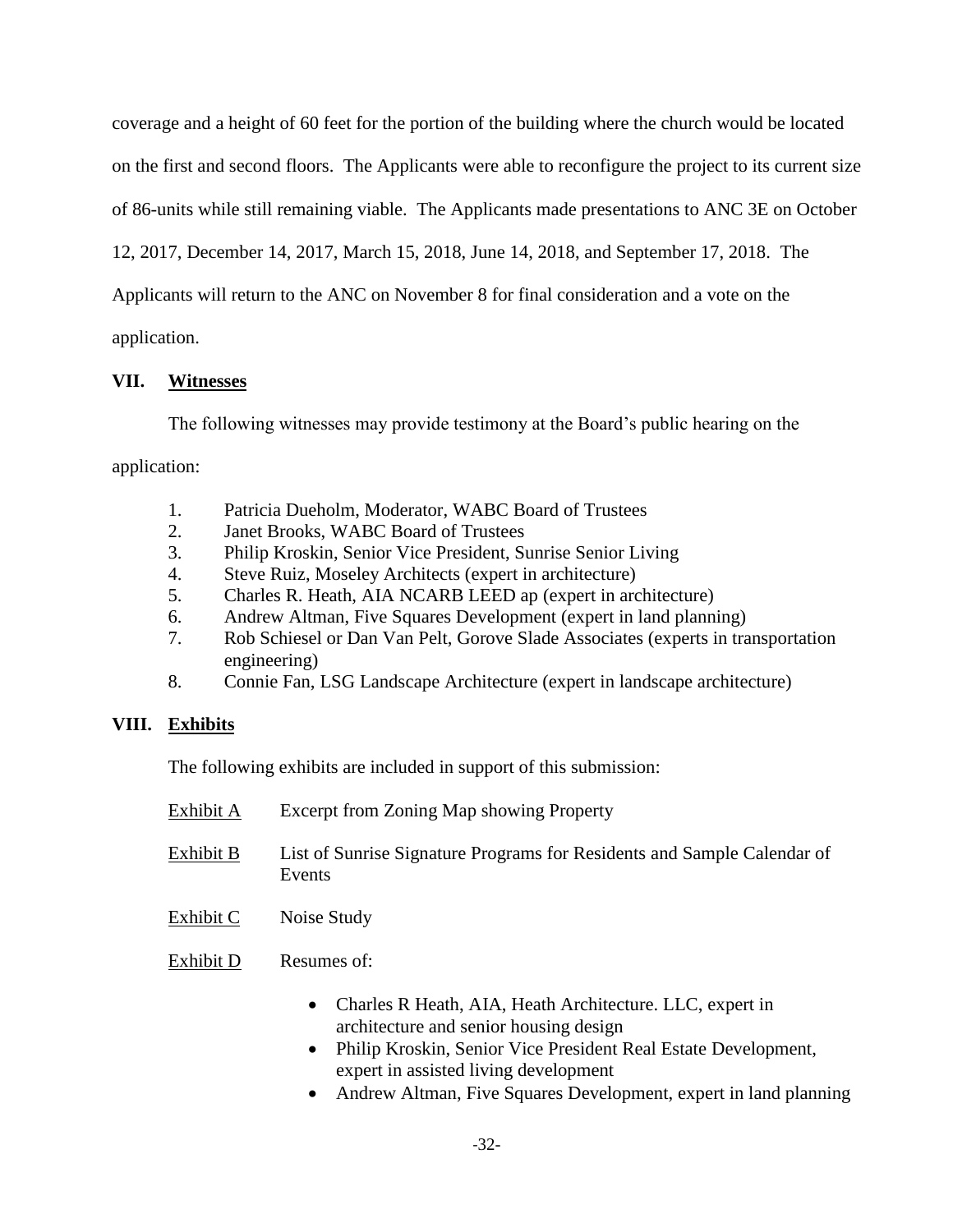coverage and a height of 60 feet for the portion of the building where the church would be located on the first and second floors. The Applicants were able to reconfigure the project to its current size of 86-units while still remaining viable. The Applicants made presentations to ANC 3E on October 12, 2017, December 14, 2017, March 15, 2018, June 14, 2018, and September 17, 2018. The Applicants will return to the ANC on November 8 for final consideration and a vote on the application.

## VII. Witnesses

The following witnesses may provide testimony at the Board's public hearing on the application:

1. Patricia Dueholm, Moderator, WABC Board of Trustees
2. Janet Brooks, WABC Board of Trustees
3. Philip Kroskin, Senior Vice President, Sunrise Senior Living
4. Steve Ruiz, Moseley Architects (expert in architecture)
5. Charles R. Heath, AIA NCARB LEED ap (expert in architecture)
6. Andrew Altman, Five Squares Development (expert in land planning)
7. Rob Schiesel or Dan Van Pelt, Gorove Slade Associates (experts in transportation engineering)
8. Connie Fan, LSG Landscape Architecture (expert in landscape architecture)

## VIII. Exhibits

The following exhibits are included in support of this submission:

Exhibit A — Excerpt from Zoning Map showing Property

Exhibit B — List of Sunrise Signature Programs for Residents and Sample Calendar of Events

Exhibit C — Noise Study

Exhibit D — Resumes of:

- Charles R Heath, AIA, Heath Architecture. LLC, expert in architecture and senior housing design
- Philip Kroskin, Senior Vice President Real Estate Development, expert in assisted living development
- Andrew Altman, Five Squares Development, expert in land planning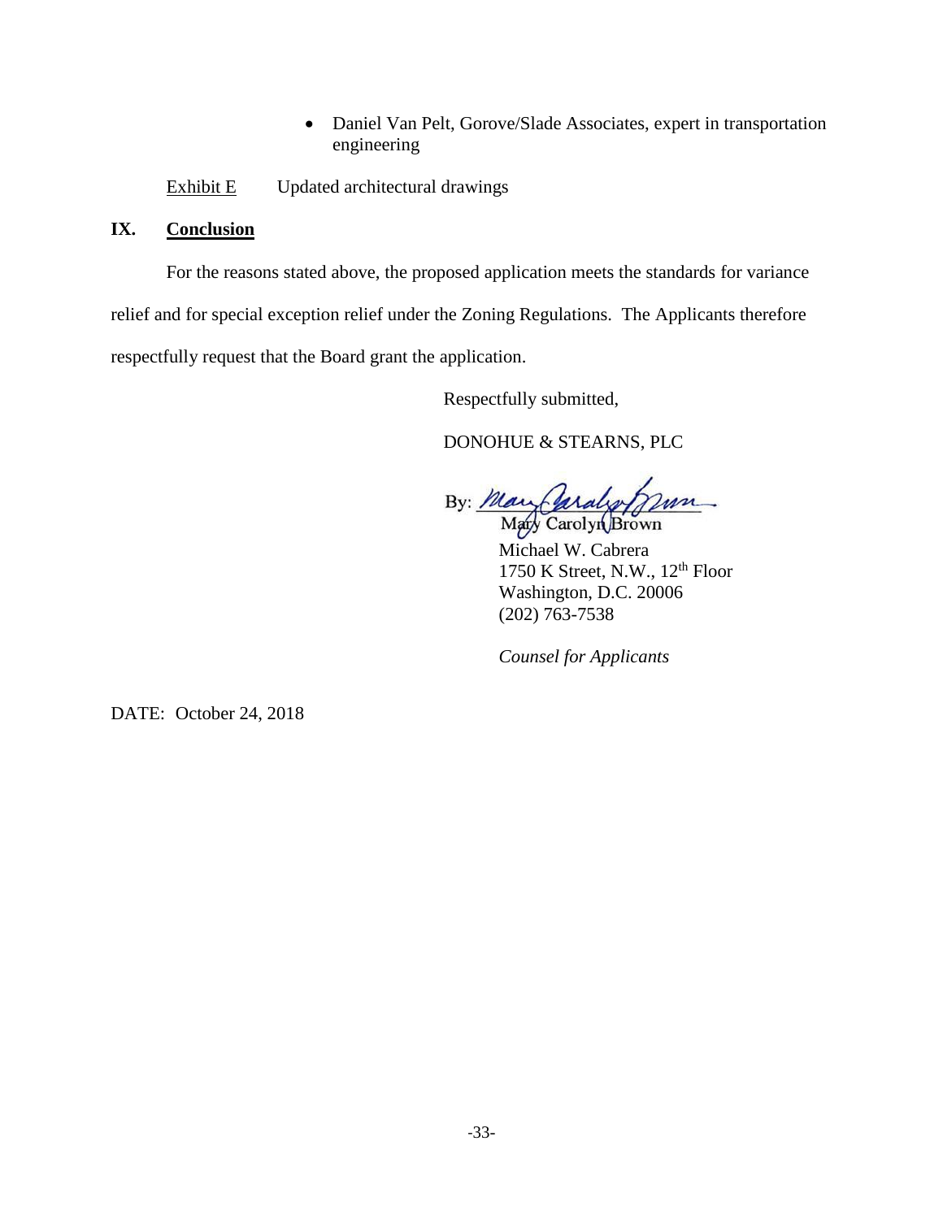- Daniel Van Pelt, Gorove/Slade Associates, expert in transportation engineering

Exhibit E Updated architectural drawings

## IX. Conclusion

For the reasons stated above, the proposed application meets the standards for variance relief and for special exception relief under the Zoning Regulations. The Applicants therefore respectfully request that the Board grant the application.

Respectfully submitted,

DONOHUE & STEARNS, PLC

By: Mary Carolyn Brown

Mary Carolyn Brown
Michael W. Cabrera
1750 K Street, N.W., 12th Floor
Washington, D.C. 20006
(202) 763-7538

*Counsel for Applicants*

DATE: October 24, 2018